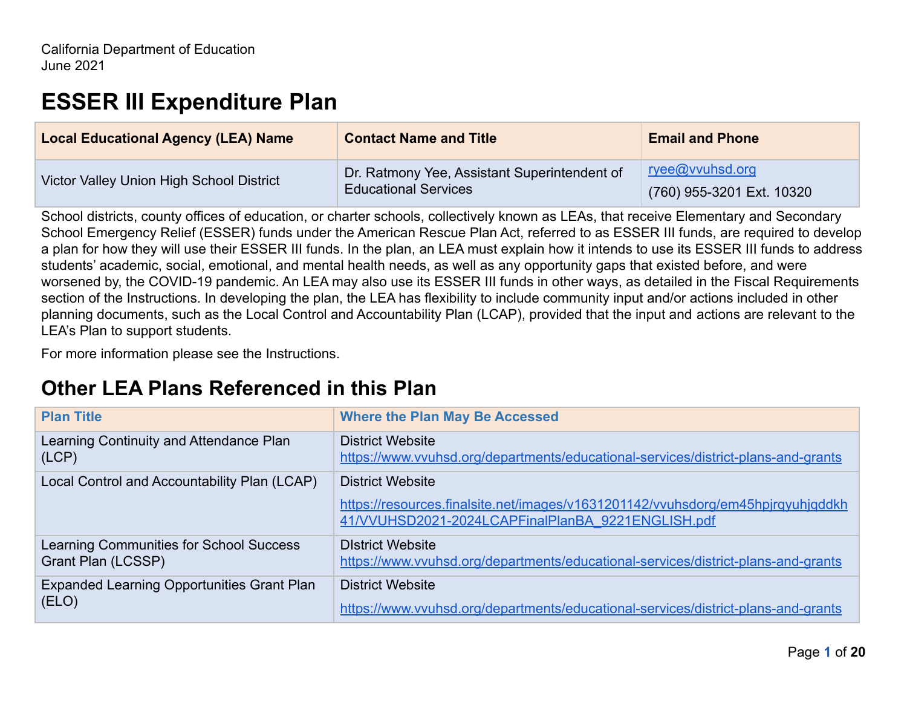California Department of Education
June 2021

# ESSER III Expenditure Plan

| Local Educational Agency (LEA) Name | Contact Name and Title | Email and Phone |
|---|---|---|
| Victor Valley Union High School District | Dr. Ratmony Yee, Assistant Superintendent of Educational Services | ryee@vvuhsd.org<br>(760) 955-3201 Ext. 10320 |

School districts, county offices of education, or charter schools, collectively known as LEAs, that receive Elementary and Secondary School Emergency Relief (ESSER) funds under the American Rescue Plan Act, referred to as ESSER III funds, are required to develop a plan for how they will use their ESSER III funds. In the plan, an LEA must explain how it intends to use its ESSER III funds to address students' academic, social, emotional, and mental health needs, as well as any opportunity gaps that existed before, and were worsened by, the COVID-19 pandemic. An LEA may also use its ESSER III funds in other ways, as detailed in the Fiscal Requirements section of the Instructions. In developing the plan, the LEA has flexibility to include community input and/or actions included in other planning documents, such as the Local Control and Accountability Plan (LCAP), provided that the input and actions are relevant to the LEA's Plan to support students.

For more information please see the Instructions.

## Other LEA Plans Referenced in this Plan

| Plan Title | Where the Plan May Be Accessed |
|---|---|
| Learning Continuity and Attendance Plan (LCP) | District Website<br>https://www.vvuhsd.org/departments/educational-services/district-plans-and-grants |
| Local Control and Accountability Plan (LCAP) | District Website<br>https://resources.finalsite.net/images/v1631201142/vvuhsdorg/em45hpjrqyuhjqddkh41/VVUHSD2021-2024LCAPFinalPlanBA_9221ENGLISH.pdf |
| Learning Communities for School Success Grant Plan (LCSSP) | DIstrict Website<br>https://www.vvuhsd.org/departments/educational-services/district-plans-and-grants |
| Expanded Learning Opportunities Grant Plan (ELO) | District Website<br>https://www.vvuhsd.org/departments/educational-services/district-plans-and-grants |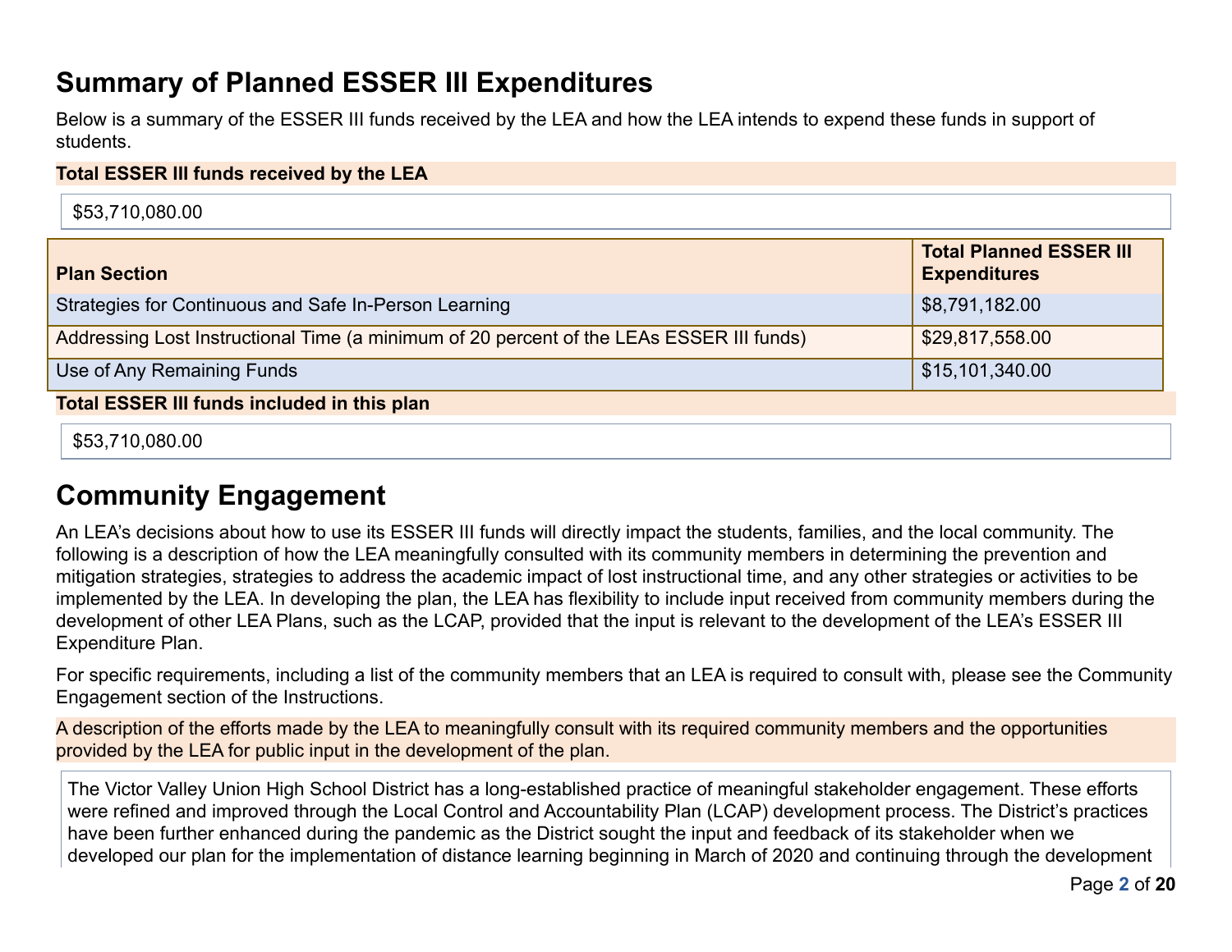## Summary of Planned ESSER III Expenditures

Below is a summary of the ESSER III funds received by the LEA and how the LEA intends to expend these funds in support of students.

**Total ESSER III funds received by the LEA**

$53,710,080.00

| Plan Section | Total Planned ESSER III Expenditures |
|---|---|
| Strategies for Continuous and Safe In-Person Learning | $8,791,182.00 |
| Addressing Lost Instructional Time (a minimum of 20 percent of the LEAs ESSER III funds) | $29,817,558.00 |
| Use of Any Remaining Funds | $15,101,340.00 |

**Total ESSER III funds included in this plan**

$53,710,080.00

## Community Engagement

An LEA's decisions about how to use its ESSER III funds will directly impact the students, families, and the local community. The following is a description of how the LEA meaningfully consulted with its community members in determining the prevention and mitigation strategies, strategies to address the academic impact of lost instructional time, and any other strategies or activities to be implemented by the LEA. In developing the plan, the LEA has flexibility to include input received from community members during the development of other LEA Plans, such as the LCAP, provided that the input is relevant to the development of the LEA's ESSER III Expenditure Plan.

For specific requirements, including a list of the community members that an LEA is required to consult with, please see the Community Engagement section of the Instructions.

A description of the efforts made by the LEA to meaningfully consult with its required community members and the opportunities provided by the LEA for public input in the development of the plan.

The Victor Valley Union High School District has a long-established practice of meaningful stakeholder engagement. These efforts were refined and improved through the Local Control and Accountability Plan (LCAP) development process. The District's practices have been further enhanced during the pandemic as the District sought the input and feedback of its stakeholder when we developed our plan for the implementation of distance learning beginning in March of 2020 and continuing through the development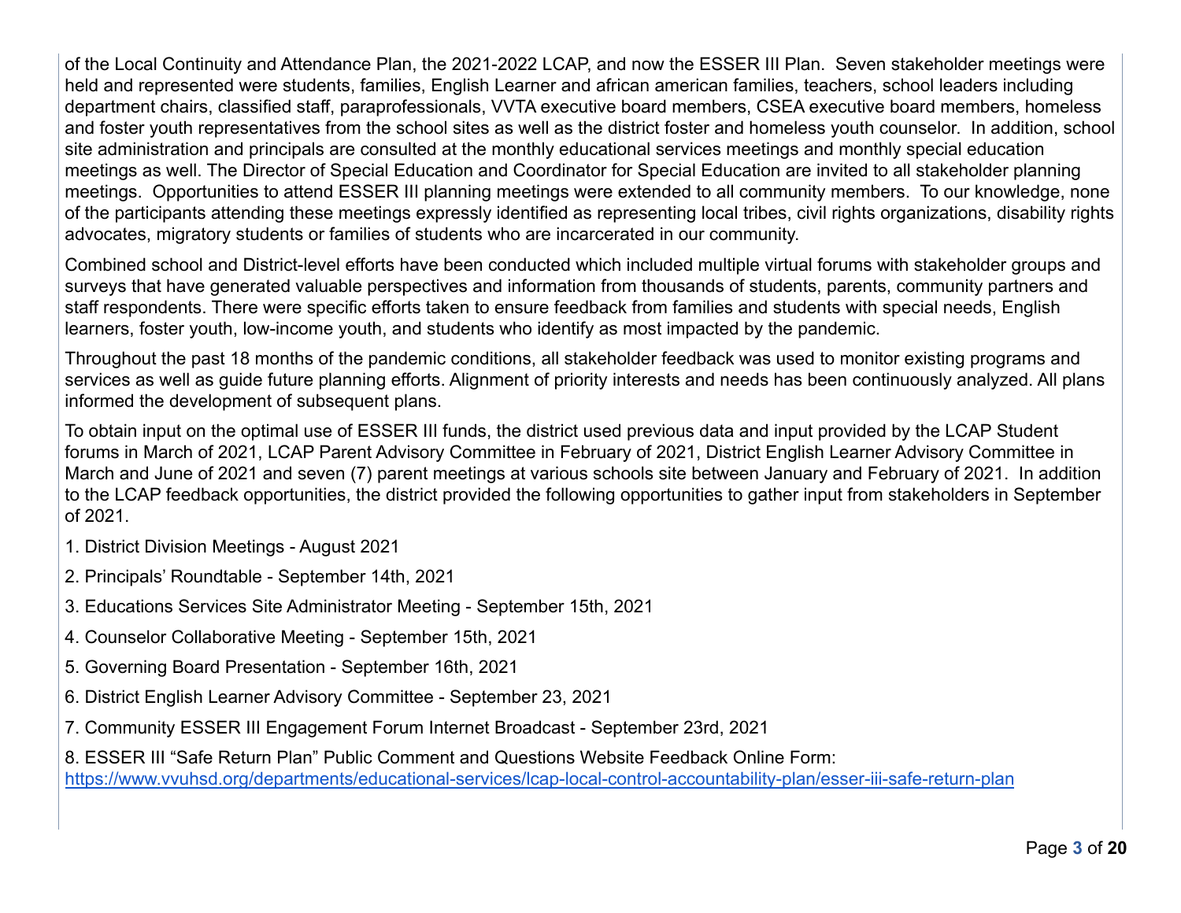of the Local Continuity and Attendance Plan, the 2021-2022 LCAP, and now the ESSER III Plan. Seven stakeholder meetings were held and represented were students, families, English Learner and african american families, teachers, school leaders including department chairs, classified staff, paraprofessionals, VVTA executive board members, CSEA executive board members, homeless and foster youth representatives from the school sites as well as the district foster and homeless youth counselor. In addition, school site administration and principals are consulted at the monthly educational services meetings and monthly special education meetings as well. The Director of Special Education and Coordinator for Special Education are invited to all stakeholder planning meetings. Opportunities to attend ESSER III planning meetings were extended to all community members. To our knowledge, none of the participants attending these meetings expressly identified as representing local tribes, civil rights organizations, disability rights advocates, migratory students or families of students who are incarcerated in our community.

Combined school and District-level efforts have been conducted which included multiple virtual forums with stakeholder groups and surveys that have generated valuable perspectives and information from thousands of students, parents, community partners and staff respondents. There were specific efforts taken to ensure feedback from families and students with special needs, English learners, foster youth, low-income youth, and students who identify as most impacted by the pandemic.

Throughout the past 18 months of the pandemic conditions, all stakeholder feedback was used to monitor existing programs and services as well as guide future planning efforts. Alignment of priority interests and needs has been continuously analyzed. All plans informed the development of subsequent plans.

To obtain input on the optimal use of ESSER III funds, the district used previous data and input provided by the LCAP Student forums in March of 2021, LCAP Parent Advisory Committee in February of 2021, District English Learner Advisory Committee in March and June of 2021 and seven (7) parent meetings at various schools site between January and February of 2021. In addition to the LCAP feedback opportunities, the district provided the following opportunities to gather input from stakeholders in September of 2021.

1. District Division Meetings - August 2021
2. Principals' Roundtable - September 14th, 2021
3. Educations Services Site Administrator Meeting - September 15th, 2021
4. Counselor Collaborative Meeting - September 15th, 2021
5. Governing Board Presentation - September 16th, 2021
6. District English Learner Advisory Committee - September 23, 2021
7. Community ESSER III Engagement Forum Internet Broadcast - September 23rd, 2021
8. ESSER III "Safe Return Plan" Public Comment and Questions Website Feedback Online Form: https://www.vvuhsd.org/departments/educational-services/lcap-local-control-accountability-plan/esser-iii-safe-return-plan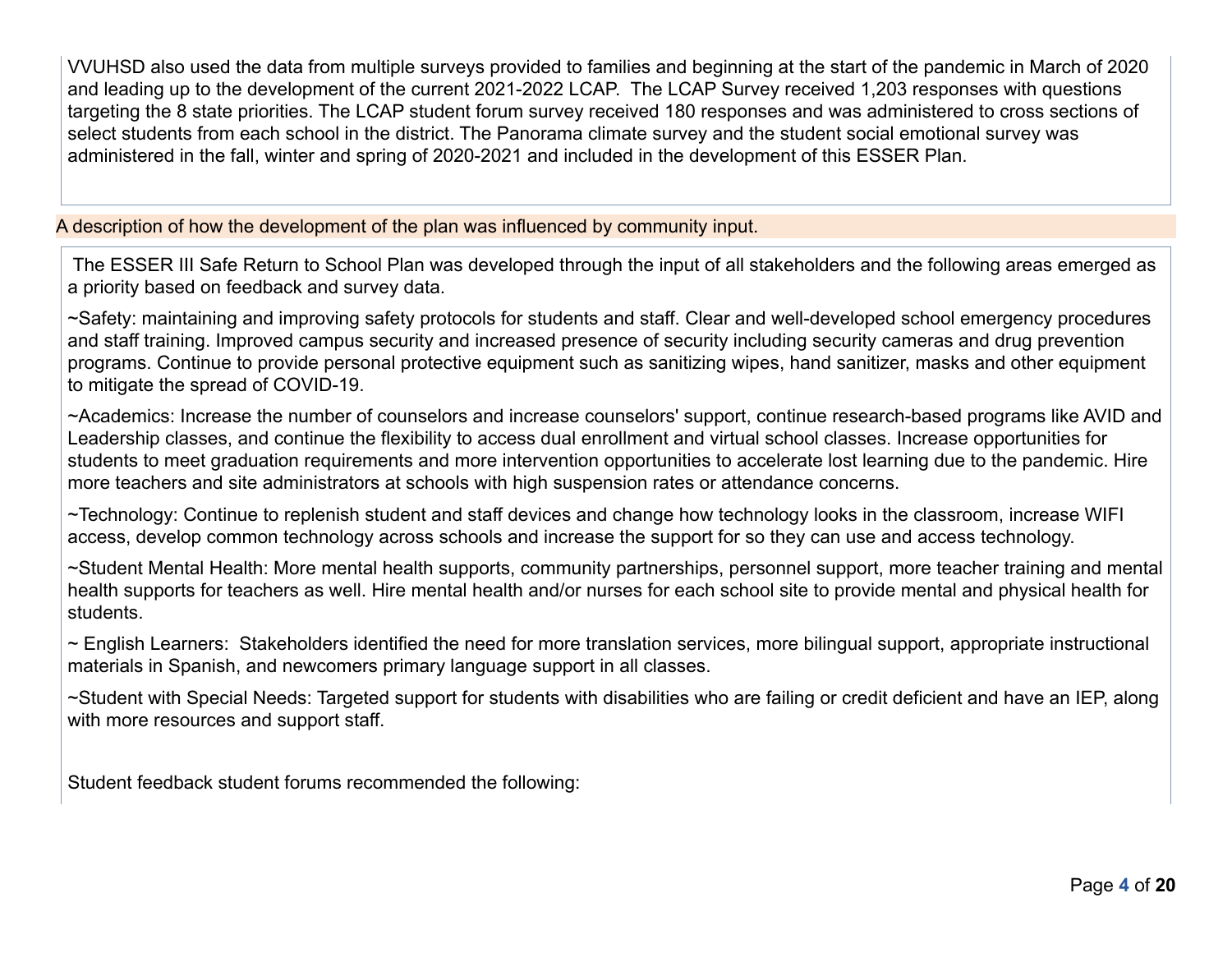VVUHSD also used the data from multiple surveys provided to families and beginning at the start of the pandemic in March of 2020 and leading up to the development of the current 2021-2022 LCAP. The LCAP Survey received 1,203 responses with questions targeting the 8 state priorities. The LCAP student forum survey received 180 responses and was administered to cross sections of select students from each school in the district. The Panorama climate survey and the student social emotional survey was administered in the fall, winter and spring of 2020-2021 and included in the development of this ESSER Plan.

A description of how the development of the plan was influenced by community input.

The ESSER III Safe Return to School Plan was developed through the input of all stakeholders and the following areas emerged as a priority based on feedback and survey data.

~Safety: maintaining and improving safety protocols for students and staff. Clear and well-developed school emergency procedures and staff training. Improved campus security and increased presence of security including security cameras and drug prevention programs. Continue to provide personal protective equipment such as sanitizing wipes, hand sanitizer, masks and other equipment to mitigate the spread of COVID-19.

~Academics: Increase the number of counselors and increase counselors' support, continue research-based programs like AVID and Leadership classes, and continue the flexibility to access dual enrollment and virtual school classes. Increase opportunities for students to meet graduation requirements and more intervention opportunities to accelerate lost learning due to the pandemic. Hire more teachers and site administrators at schools with high suspension rates or attendance concerns.

~Technology: Continue to replenish student and staff devices and change how technology looks in the classroom, increase WIFI access, develop common technology across schools and increase the support for so they can use and access technology.

~Student Mental Health: More mental health supports, community partnerships, personnel support, more teacher training and mental health supports for teachers as well. Hire mental health and/or nurses for each school site to provide mental and physical health for students.

~ English Learners: Stakeholders identified the need for more translation services, more bilingual support, appropriate instructional materials in Spanish, and newcomers primary language support in all classes.

~Student with Special Needs: Targeted support for students with disabilities who are failing or credit deficient and have an IEP, along with more resources and support staff.

Student feedback student forums recommended the following: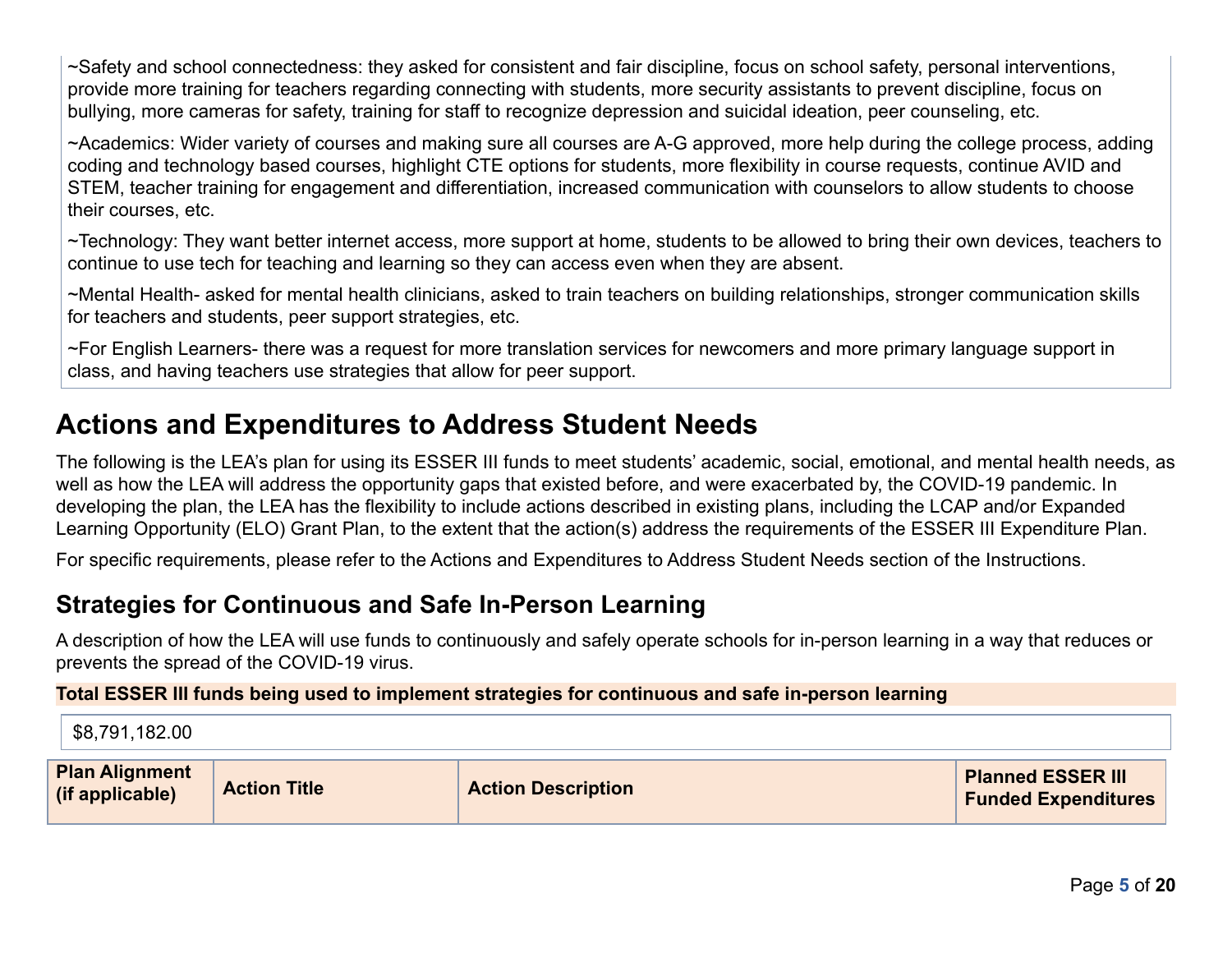~Safety and school connectedness: they asked for consistent and fair discipline, focus on school safety, personal interventions, provide more training for teachers regarding connecting with students, more security assistants to prevent discipline, focus on bullying, more cameras for safety, training for staff to recognize depression and suicidal ideation, peer counseling, etc.

~Academics: Wider variety of courses and making sure all courses are A-G approved, more help during the college process, adding coding and technology based courses, highlight CTE options for students, more flexibility in course requests, continue AVID and STEM, teacher training for engagement and differentiation, increased communication with counselors to allow students to choose their courses, etc.

~Technology: They want better internet access, more support at home, students to be allowed to bring their own devices, teachers to continue to use tech for teaching and learning so they can access even when they are absent.

~Mental Health- asked for mental health clinicians, asked to train teachers on building relationships, stronger communication skills for teachers and students, peer support strategies, etc.

~For English Learners- there was a request for more translation services for newcomers and more primary language support in class, and having teachers use strategies that allow for peer support.

# Actions and Expenditures to Address Student Needs

The following is the LEA's plan for using its ESSER III funds to meet students' academic, social, emotional, and mental health needs, as well as how the LEA will address the opportunity gaps that existed before, and were exacerbated by, the COVID-19 pandemic. In developing the plan, the LEA has the flexibility to include actions described in existing plans, including the LCAP and/or Expanded Learning Opportunity (ELO) Grant Plan, to the extent that the action(s) address the requirements of the ESSER III Expenditure Plan.

For specific requirements, please refer to the Actions and Expenditures to Address Student Needs section of the Instructions.

## Strategies for Continuous and Safe In-Person Learning

A description of how the LEA will use funds to continuously and safely operate schools for in-person learning in a way that reduces or prevents the spread of the COVID-19 virus.

**Total ESSER III funds being used to implement strategies for continuous and safe in-person learning**

$8,791,182.00

| Plan Alignment (if applicable) | Action Title | Action Description | Planned ESSER III Funded Expenditures |
|---|---|---|---|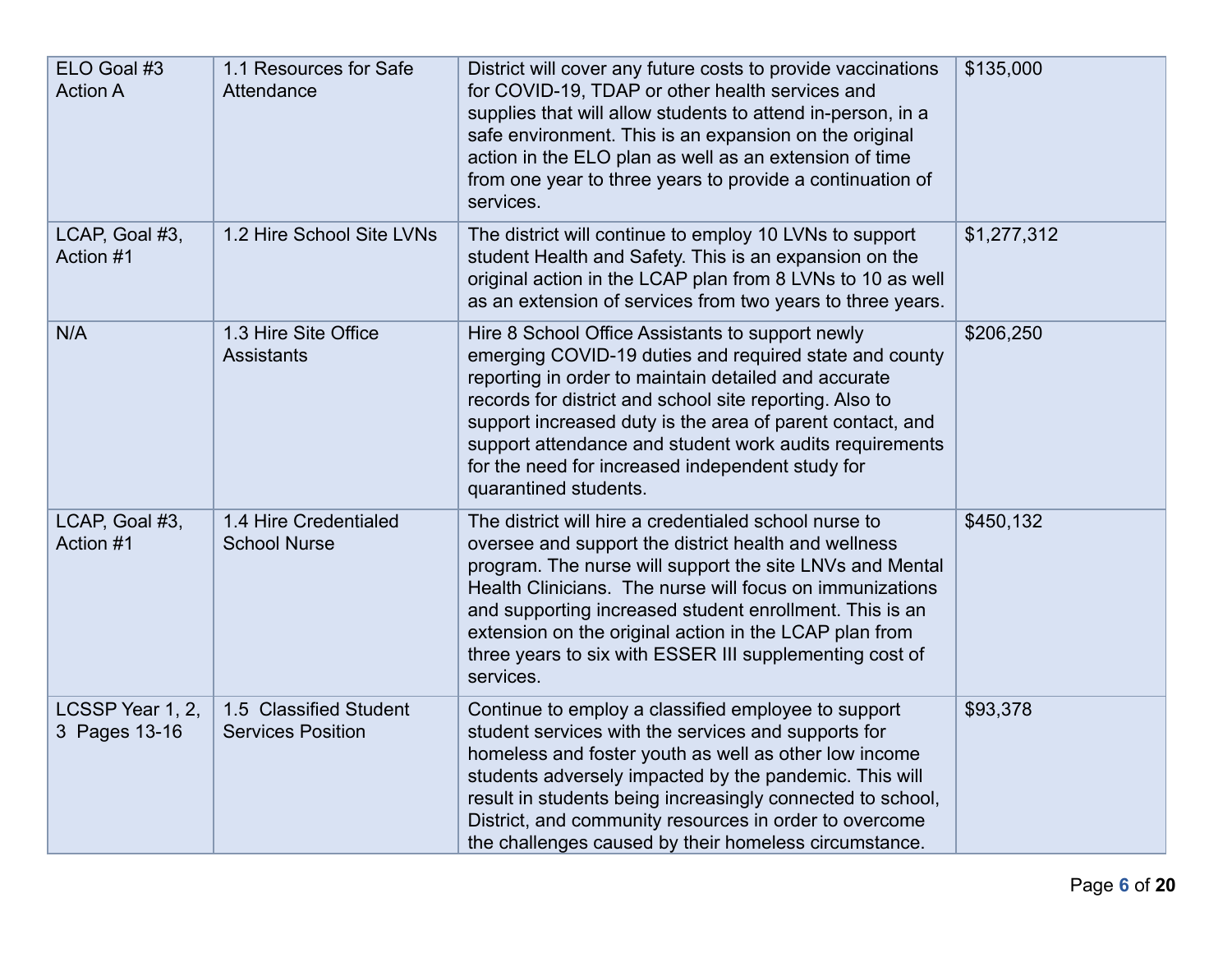| | | | |
|---|---|---|---|
| ELO Goal #3 Action A | 1.1 Resources for Safe Attendance | District will cover any future costs to provide vaccinations for COVID-19, TDAP or other health services and supplies that will allow students to attend in-person, in a safe environment. This is an expansion on the original action in the ELO plan as well as an extension of time from one year to three years to provide a continuation of services. | $135,000 |
| LCAP, Goal #3, Action #1 | 1.2 Hire School Site LVNs | The district will continue to employ 10 LVNs to support student Health and Safety. This is an expansion on the original action in the LCAP plan from 8 LVNs to 10 as well as an extension of services from two years to three years. | $1,277,312 |
| N/A | 1.3 Hire Site Office Assistants | Hire 8 School Office Assistants to support newly emerging COVID-19 duties and required state and county reporting in order to maintain detailed and accurate records for district and school site reporting. Also to support increased duty is the area of parent contact, and support attendance and student work audits requirements for the need for increased independent study for quarantined students. | $206,250 |
| LCAP, Goal #3, Action #1 | 1.4 Hire Credentialed School Nurse | The district will hire a credentialed school nurse to oversee and support the district health and wellness program. The nurse will support the site LNVs and Mental Health Clinicians. The nurse will focus on immunizations and supporting increased student enrollment. This is an extension on the original action in the LCAP plan from three years to six with ESSER III supplementing cost of services. | $450,132 |
| LCSSP Year 1, 2, 3 Pages 13-16 | 1.5 Classified Student Services Position | Continue to employ a classified employee to support student services with the services and supports for homeless and foster youth as well as other low income students adversely impacted by the pandemic. This will result in students being increasingly connected to school, District, and community resources in order to overcome the challenges caused by their homeless circumstance. | $93,378 |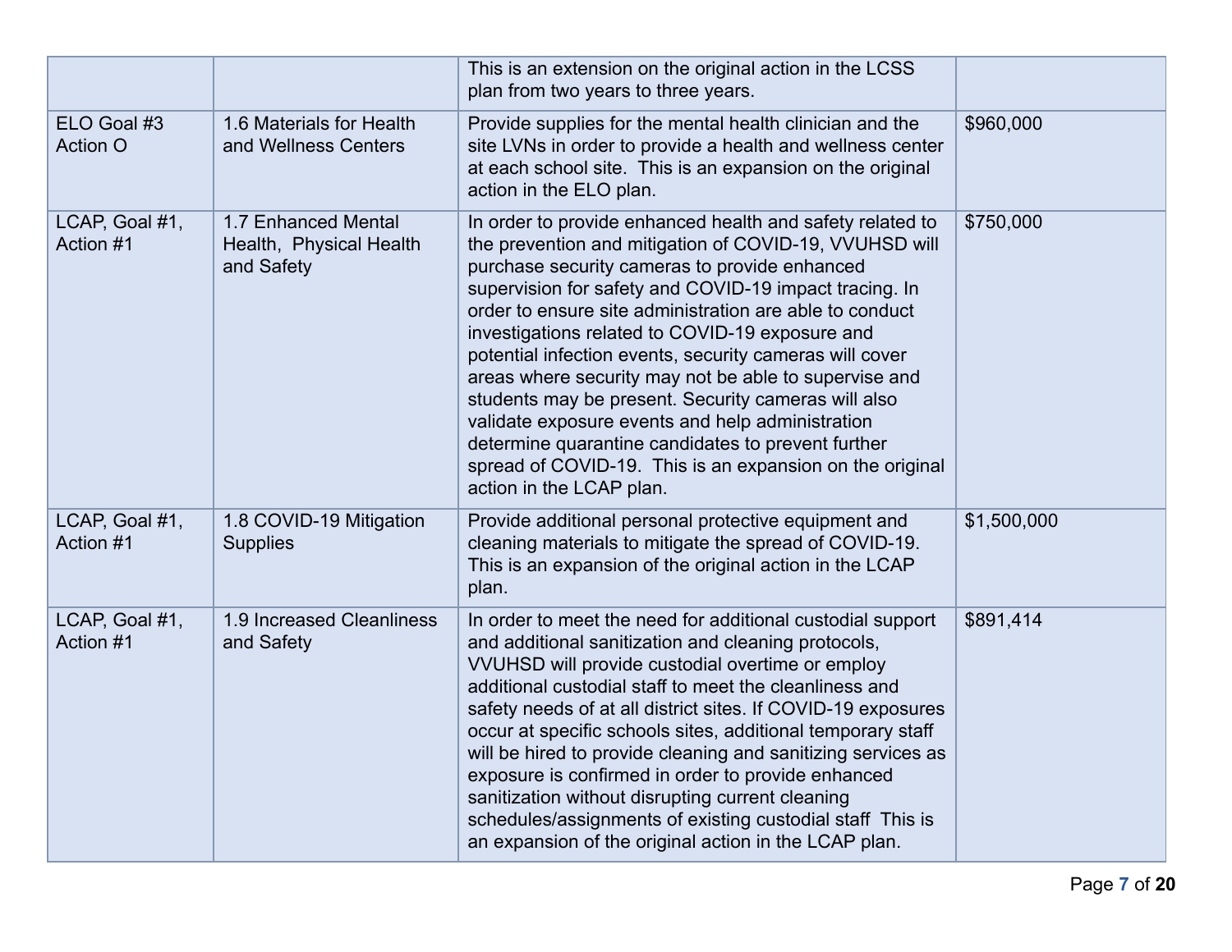| | | | |
|---|---|---|---|
| | | This is an extension on the original action in the LCSS plan from two years to three years. | |
| ELO Goal #3 Action O | 1.6 Materials for Health and Wellness Centers | Provide supplies for the mental health clinician and the site LVNs in order to provide a health and wellness center at each school site. This is an expansion on the original action in the ELO plan. | $960,000 |
| LCAP, Goal #1, Action #1 | 1.7 Enhanced Mental Health, Physical Health and Safety | In order to provide enhanced health and safety related to the prevention and mitigation of COVID-19, VVUHSD will purchase security cameras to provide enhanced supervision for safety and COVID-19 impact tracing. In order to ensure site administration are able to conduct investigations related to COVID-19 exposure and potential infection events, security cameras will cover areas where security may not be able to supervise and students may be present. Security cameras will also validate exposure events and help administration determine quarantine candidates to prevent further spread of COVID-19. This is an expansion on the original action in the LCAP plan. | $750,000 |
| LCAP, Goal #1, Action #1 | 1.8 COVID-19 Mitigation Supplies | Provide additional personal protective equipment and cleaning materials to mitigate the spread of COVID-19. This is an expansion of the original action in the LCAP plan. | $1,500,000 |
| LCAP, Goal #1, Action #1 | 1.9 Increased Cleanliness and Safety | In order to meet the need for additional custodial support and additional sanitization and cleaning protocols, VVUHSD will provide custodial overtime or employ additional custodial staff to meet the cleanliness and safety needs of at all district sites. If COVID-19 exposures occur at specific schools sites, additional temporary staff will be hired to provide cleaning and sanitizing services as exposure is confirmed in order to provide enhanced sanitization without disrupting current cleaning schedules/assignments of existing custodial staff This is an expansion of the original action in the LCAP plan. | $891,414 |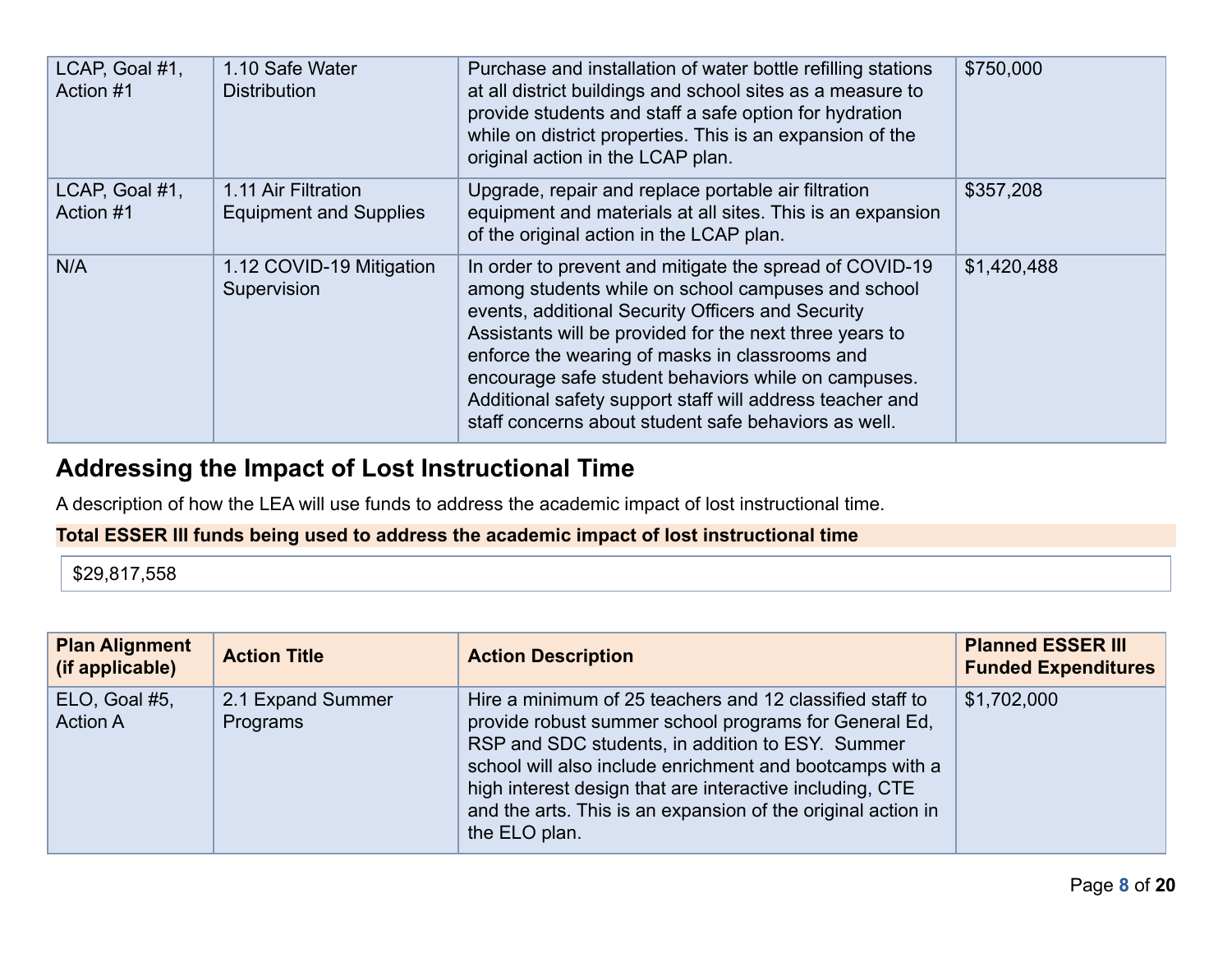| | | | |
|---|---|---|---|
| LCAP, Goal #1, Action #1 | 1.10 Safe Water Distribution | Purchase and installation of water bottle refilling stations at all district buildings and school sites as a measure to provide students and staff a safe option for hydration while on district properties. This is an expansion of the original action in the LCAP plan. | $750,000 |
| LCAP, Goal #1, Action #1 | 1.11 Air Filtration Equipment and Supplies | Upgrade, repair and replace portable air filtration equipment and materials at all sites. This is an expansion of the original action in the LCAP plan. | $357,208 |
| N/A | 1.12 COVID-19 Mitigation Supervision | In order to prevent and mitigate the spread of COVID-19 among students while on school campuses and school events, additional Security Officers and Security Assistants will be provided for the next three years to enforce the wearing of masks in classrooms and encourage safe student behaviors while on campuses. Additional safety support staff will address teacher and staff concerns about student safe behaviors as well. | $1,420,488 |

## Addressing the Impact of Lost Instructional Time

A description of how the LEA will use funds to address the academic impact of lost instructional time.

**Total ESSER III funds being used to address the academic impact of lost instructional time**

$29,817,558

| Plan Alignment (if applicable) | Action Title | Action Description | Planned ESSER III Funded Expenditures |
|---|---|---|---|
| ELO, Goal #5, Action A | 2.1 Expand Summer Programs | Hire a minimum of 25 teachers and 12 classified staff to provide robust summer school programs for General Ed, RSP and SDC students, in addition to ESY. Summer school will also include enrichment and bootcamps with a high interest design that are interactive including, CTE and the arts. This is an expansion of the original action in the ELO plan. | $1,702,000 |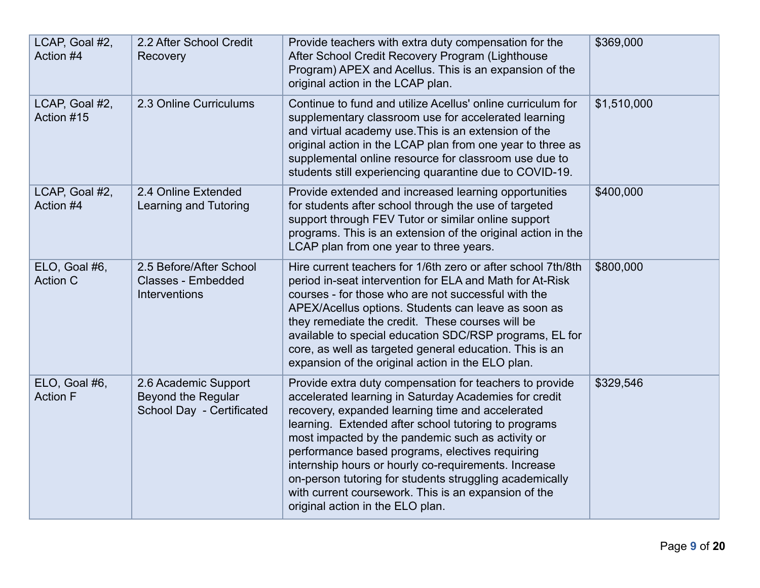| | | | |
|---|---|---|---|
| LCAP, Goal #2, Action #4 | 2.2 After School Credit Recovery | Provide teachers with extra duty compensation for the After School Credit Recovery Program (Lighthouse Program) APEX and Acellus. This is an expansion of the original action in the LCAP plan. | $369,000 |
| LCAP, Goal #2, Action #15 | 2.3 Online Curriculums | Continue to fund and utilize Acellus' online curriculum for supplementary classroom use for accelerated learning and virtual academy use.This is an extension of the original action in the LCAP plan from one year to three as supplemental online resource for classroom use due to students still experiencing quarantine due to COVID-19. | $1,510,000 |
| LCAP, Goal #2, Action #4 | 2.4 Online Extended Learning and Tutoring | Provide extended and increased learning opportunities for students after school through the use of targeted support through FEV Tutor or similar online support programs. This is an extension of the original action in the LCAP plan from one year to three years. | $400,000 |
| ELO, Goal #6, Action C | 2.5 Before/After School Classes - Embedded Interventions | Hire current teachers for 1/6th zero or after school 7th/8th period in-seat intervention for ELA and Math for At-Risk courses - for those who are not successful with the APEX/Acellus options. Students can leave as soon as they remediate the credit. These courses will be available to special education SDC/RSP programs, EL for core, as well as targeted general education. This is an expansion of the original action in the ELO plan. | $800,000 |
| ELO, Goal #6, Action F | 2.6 Academic Support Beyond the Regular School Day - Certificated | Provide extra duty compensation for teachers to provide accelerated learning in Saturday Academies for credit recovery, expanded learning time and accelerated learning. Extended after school tutoring to programs most impacted by the pandemic such as activity or performance based programs, electives requiring internship hours or hourly co-requirements. Increase on-person tutoring for students struggling academically with current coursework. This is an expansion of the original action in the ELO plan. | $329,546 |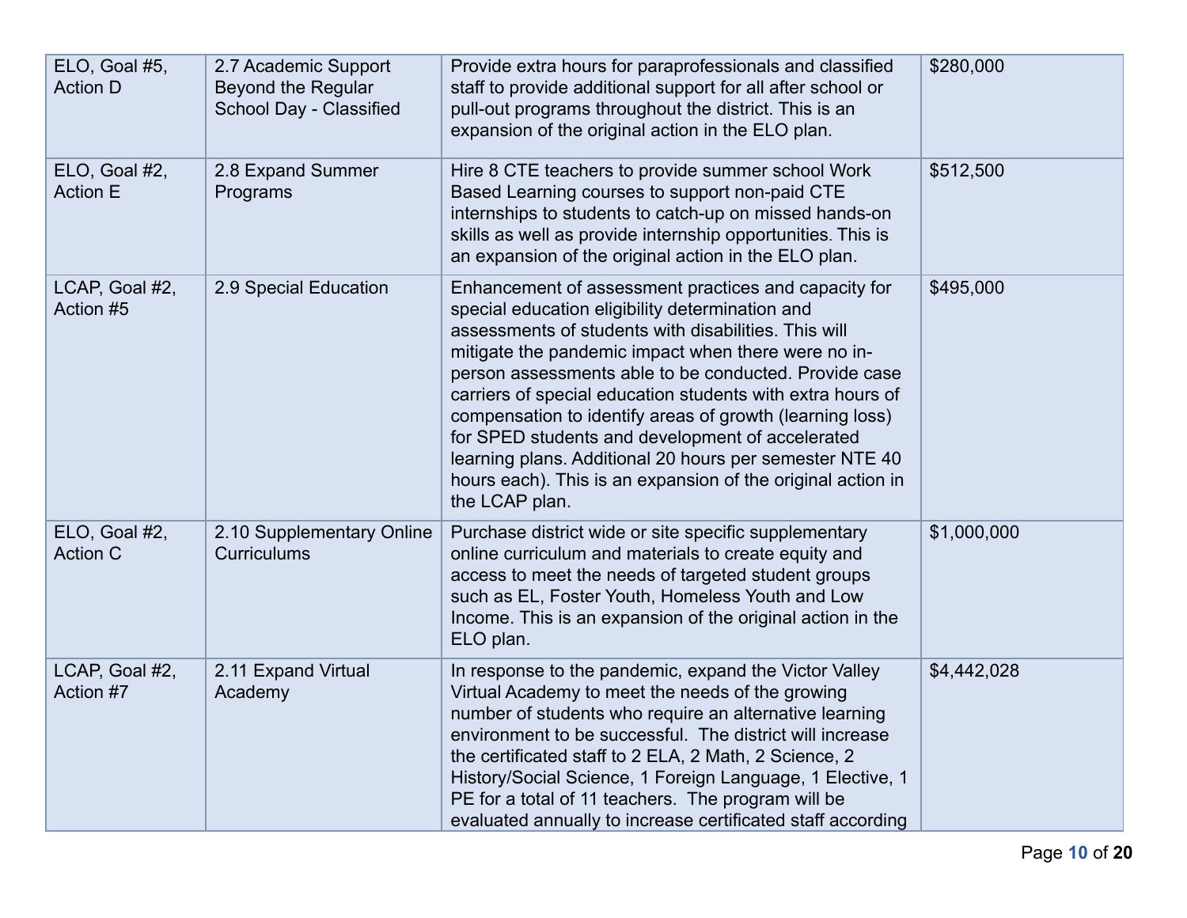| | | | |
|---|---|---|---|
| ELO, Goal #5, Action D | 2.7 Academic Support Beyond the Regular School Day - Classified | Provide extra hours for paraprofessionals and classified staff to provide additional support for all after school or pull-out programs throughout the district. This is an expansion of the original action in the ELO plan. | $280,000 |
| ELO, Goal #2, Action E | 2.8 Expand Summer Programs | Hire 8 CTE teachers to provide summer school Work Based Learning courses to support non-paid CTE internships to students to catch-up on missed hands-on skills as well as provide internship opportunities. This is an expansion of the original action in the ELO plan. | $512,500 |
| LCAP, Goal #2, Action #5 | 2.9 Special Education | Enhancement of assessment practices and capacity for special education eligibility determination and assessments of students with disabilities. This will mitigate the pandemic impact when there were no in-person assessments able to be conducted. Provide case carriers of special education students with extra hours of compensation to identify areas of growth (learning loss) for SPED students and development of accelerated learning plans. Additional 20 hours per semester NTE 40 hours each). This is an expansion of the original action in the LCAP plan. | $495,000 |
| ELO, Goal #2, Action C | 2.10 Supplementary Online Curriculums | Purchase district wide or site specific supplementary online curriculum and materials to create equity and access to meet the needs of targeted student groups such as EL, Foster Youth, Homeless Youth and Low Income. This is an expansion of the original action in the ELO plan. | $1,000,000 |
| LCAP, Goal #2, Action #7 | 2.11 Expand Virtual Academy | In response to the pandemic, expand the Victor Valley Virtual Academy to meet the needs of the growing number of students who require an alternative learning environment to be successful. The district will increase the certificated staff to 2 ELA, 2 Math, 2 Science, 2 History/Social Science, 1 Foreign Language, 1 Elective, 1 PE for a total of 11 teachers. The program will be evaluated annually to increase certificated staff according | $4,442,028 |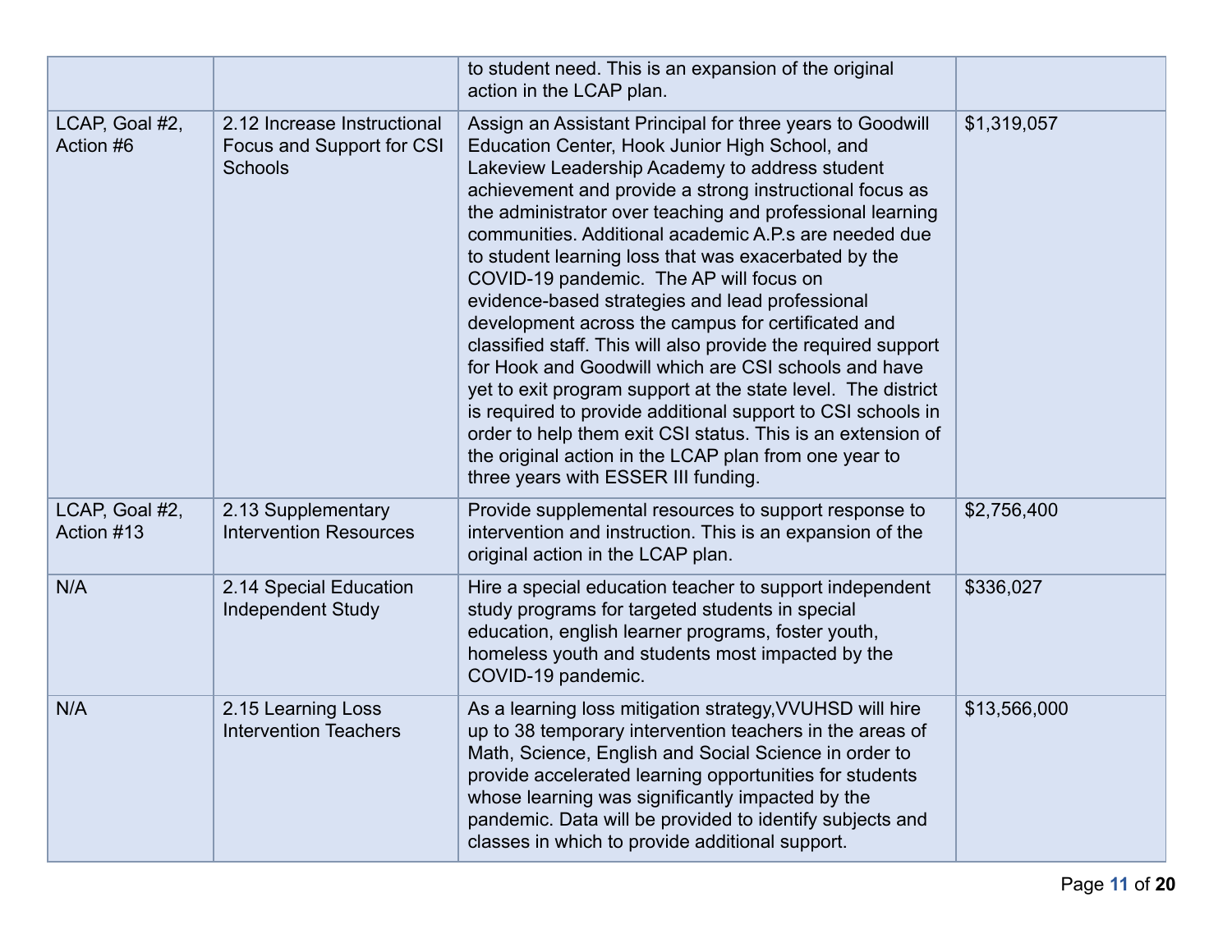| | | | |
|---|---|---|---|
| | | to student need. This is an expansion of the original action in the LCAP plan. | |
| LCAP, Goal #2, Action #6 | 2.12 Increase Instructional Focus and Support for CSI Schools | Assign an Assistant Principal for three years to Goodwill Education Center, Hook Junior High School, and Lakeview Leadership Academy to address student achievement and provide a strong instructional focus as the administrator over teaching and professional learning communities. Additional academic A.P.s are needed due to student learning loss that was exacerbated by the COVID-19 pandemic. The AP will focus on evidence-based strategies and lead professional development across the campus for certificated and classified staff. This will also provide the required support for Hook and Goodwill which are CSI schools and have yet to exit program support at the state level. The district is required to provide additional support to CSI schools in order to help them exit CSI status. This is an extension of the original action in the LCAP plan from one year to three years with ESSER III funding. | $1,319,057 |
| LCAP, Goal #2, Action #13 | 2.13 Supplementary Intervention Resources | Provide supplemental resources to support response to intervention and instruction. This is an expansion of the original action in the LCAP plan. | $2,756,400 |
| N/A | 2.14 Special Education Independent Study | Hire a special education teacher to support independent study programs for targeted students in special education, english learner programs, foster youth, homeless youth and students most impacted by the COVID-19 pandemic. | $336,027 |
| N/A | 2.15 Learning Loss Intervention Teachers | As a learning loss mitigation strategy,VVUHSD will hire up to 38 temporary intervention teachers in the areas of Math, Science, English and Social Science in order to provide accelerated learning opportunities for students whose learning was significantly impacted by the pandemic. Data will be provided to identify subjects and classes in which to provide additional support. | $13,566,000 |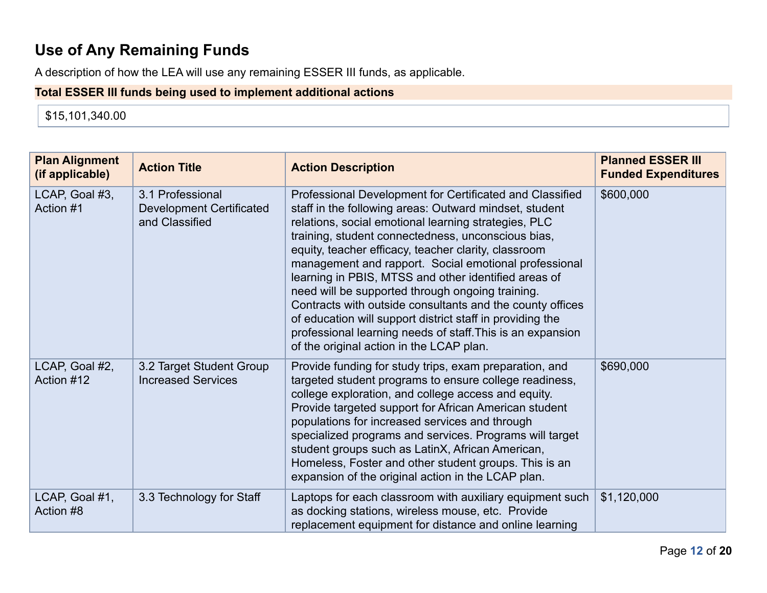## Use of Any Remaining Funds

A description of how the LEA will use any remaining ESSER III funds, as applicable.

**Total ESSER III funds being used to implement additional actions**

$15,101,340.00

| Plan Alignment (if applicable) | Action Title | Action Description | Planned ESSER III Funded Expenditures |
|---|---|---|---|
| LCAP, Goal #3, Action #1 | 3.1 Professional Development Certificated and Classified | Professional Development for Certificated and Classified staff in the following areas: Outward mindset, student relations, social emotional learning strategies, PLC training, student connectedness, unconscious bias, equity, teacher efficacy, teacher clarity, classroom management and rapport. Social emotional professional learning in PBIS, MTSS and other identified areas of need will be supported through ongoing training. Contracts with outside consultants and the county offices of education will support district staff in providing the professional learning needs of staff.This is an expansion of the original action in the LCAP plan. | $600,000 |
| LCAP, Goal #2, Action #12 | 3.2 Target Student Group Increased Services | Provide funding for study trips, exam preparation, and targeted student programs to ensure college readiness, college exploration, and college access and equity. Provide targeted support for African American student populations for increased services and through specialized programs and services. Programs will target student groups such as LatinX, African American, Homeless, Foster and other student groups. This is an expansion of the original action in the LCAP plan. | $690,000 |
| LCAP, Goal #1, Action #8 | 3.3 Technology for Staff | Laptops for each classroom with auxiliary equipment such as docking stations, wireless mouse, etc. Provide replacement equipment for distance and online learning | $1,120,000 |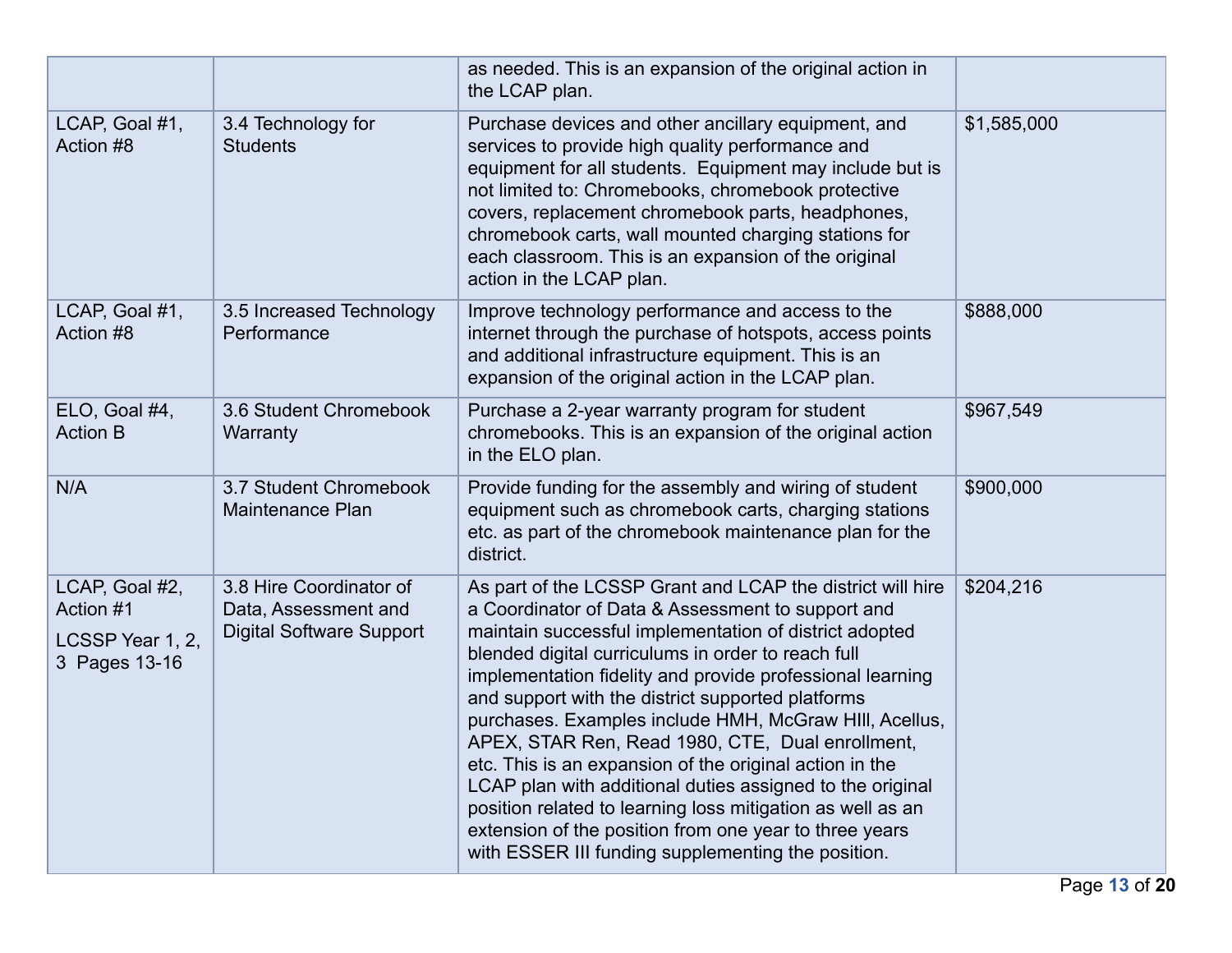| | | | |
|---|---|---|---|
| | | as needed. This is an expansion of the original action in the LCAP plan. | |
| LCAP, Goal #1, Action #8 | 3.4 Technology for Students | Purchase devices and other ancillary equipment, and services to provide high quality performance and equipment for all students. Equipment may include but is not limited to: Chromebooks, chromebook protective covers, replacement chromebook parts, headphones, chromebook carts, wall mounted charging stations for each classroom. This is an expansion of the original action in the LCAP plan. | $1,585,000 |
| LCAP, Goal #1, Action #8 | 3.5 Increased Technology Performance | Improve technology performance and access to the internet through the purchase of hotspots, access points and additional infrastructure equipment. This is an expansion of the original action in the LCAP plan. | $888,000 |
| ELO, Goal #4, Action B | 3.6 Student Chromebook Warranty | Purchase a 2-year warranty program for student chromebooks. This is an expansion of the original action in the ELO plan. | $967,549 |
| N/A | 3.7 Student Chromebook Maintenance Plan | Provide funding for the assembly and wiring of student equipment such as chromebook carts, charging stations etc. as part of the chromebook maintenance plan for the district. | $900,000 |
| LCAP, Goal #2, Action #1<br><br>LCSSP Year 1, 2, 3 Pages 13-16 | 3.8 Hire Coordinator of Data, Assessment and Digital Software Support | As part of the LCSSP Grant and LCAP the district will hire a Coordinator of Data & Assessment to support and maintain successful implementation of district adopted blended digital curriculums in order to reach full implementation fidelity and provide professional learning and support with the district supported platforms purchases. Examples include HMH, McGraw HIll, Acellus, APEX, STAR Ren, Read 1980, CTE, Dual enrollment, etc. This is an expansion of the original action in the LCAP plan with additional duties assigned to the original position related to learning loss mitigation as well as an extension of the position from one year to three years with ESSER III funding supplementing the position. | $204,216 |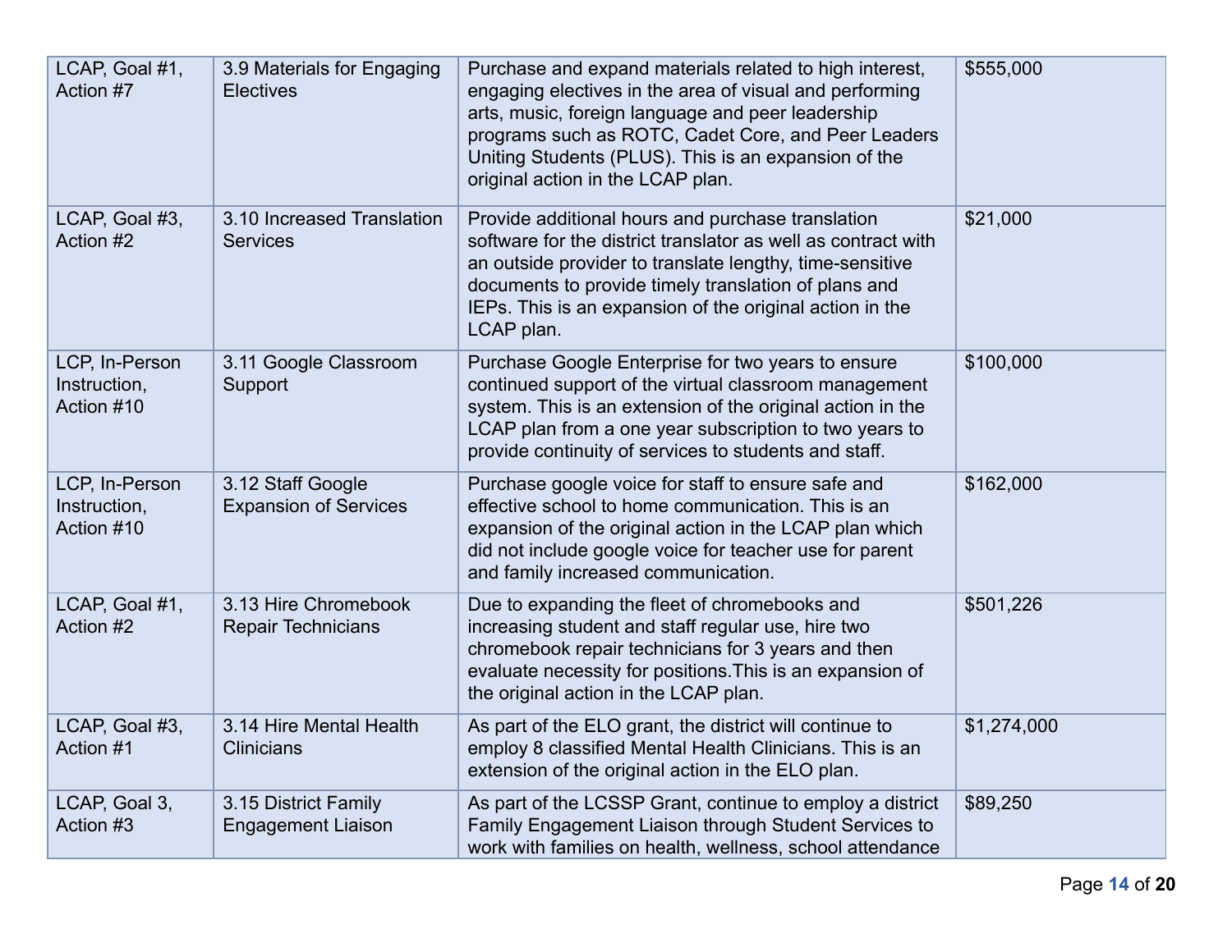| | | | |
|---|---|---|---|
| LCAP, Goal #1, Action #7 | 3.9 Materials for Engaging Electives | Purchase and expand materials related to high interest, engaging electives in the area of visual and performing arts, music, foreign language and peer leadership programs such as ROTC, Cadet Core, and Peer Leaders Uniting Students (PLUS). This is an expansion of the original action in the LCAP plan. | $555,000 |
| LCAP, Goal #3, Action #2 | 3.10 Increased Translation Services | Provide additional hours and purchase translation software for the district translator as well as contract with an outside provider to translate lengthy, time-sensitive documents to provide timely translation of plans and IEPs. This is an expansion of the original action in the LCAP plan. | $21,000 |
| LCP, In-Person Instruction, Action #10 | 3.11 Google Classroom Support | Purchase Google Enterprise for two years to ensure continued support of the virtual classroom management system. This is an extension of the original action in the LCAP plan from a one year subscription to two years to provide continuity of services to students and staff. | $100,000 |
| LCP, In-Person Instruction, Action #10 | 3.12 Staff Google Expansion of Services | Purchase google voice for staff to ensure safe and effective school to home communication. This is an expansion of the original action in the LCAP plan which did not include google voice for teacher use for parent and family increased communication. | $162,000 |
| LCAP, Goal #1, Action #2 | 3.13 Hire Chromebook Repair Technicians | Due to expanding the fleet of chromebooks and increasing student and staff regular use, hire two chromebook repair technicians for 3 years and then evaluate necessity for positions.This is an expansion of the original action in the LCAP plan. | $501,226 |
| LCAP, Goal #3, Action #1 | 3.14 Hire Mental Health Clinicians | As part of the ELO grant, the district will continue to employ 8 classified Mental Health Clinicians. This is an extension of the original action in the ELO plan. | $1,274,000 |
| LCAP, Goal 3, Action #3 | 3.15 District Family Engagement Liaison | As part of the LCSSP Grant, continue to employ a district Family Engagement Liaison through Student Services to work with families on health, wellness, school attendance | $89,250 |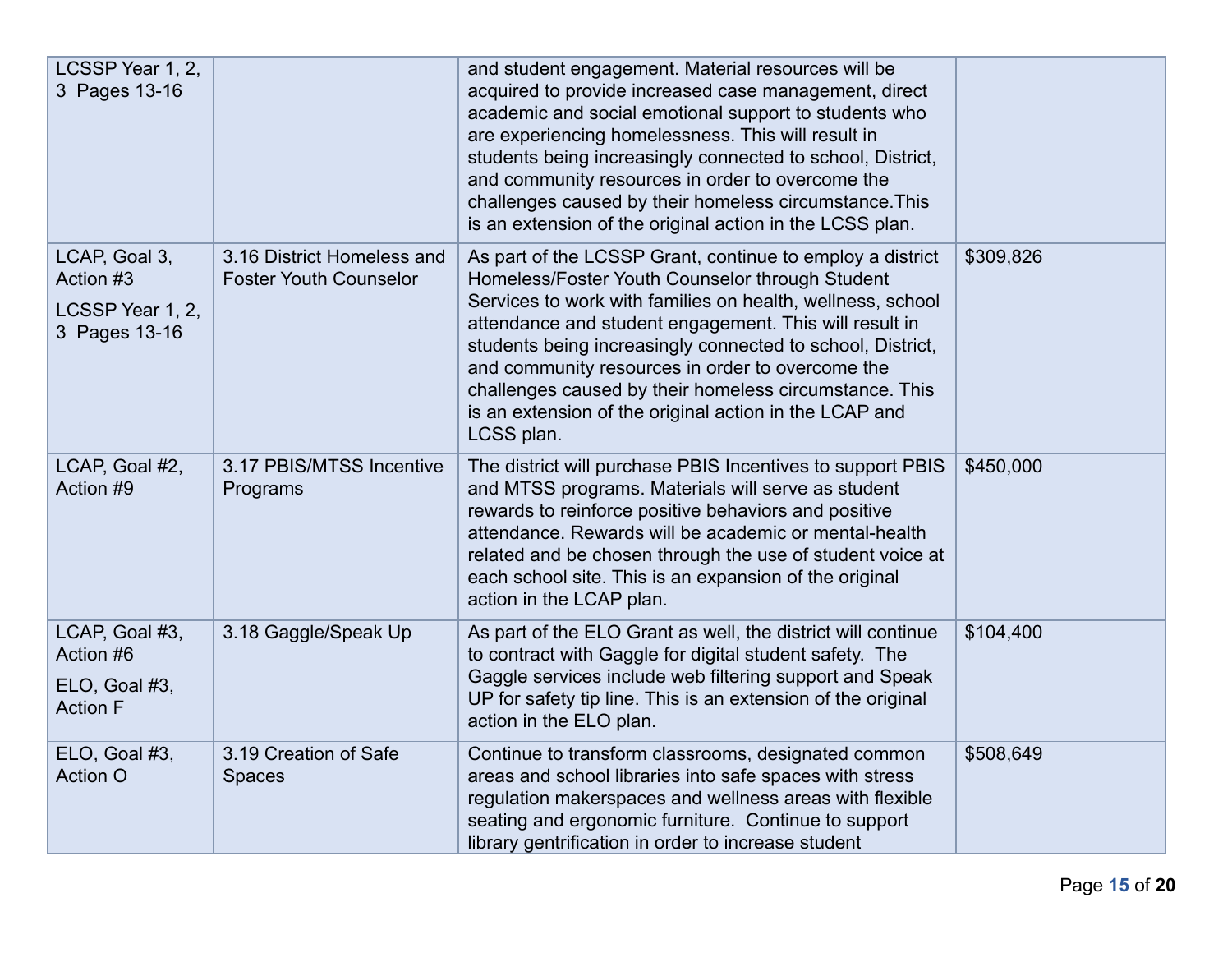| | | | |
|---|---|---|---|
| LCSSP Year 1, 2, 3 Pages 13-16 | | and student engagement. Material resources will be acquired to provide increased case management, direct academic and social emotional support to students who are experiencing homelessness. This will result in students being increasingly connected to school, District, and community resources in order to overcome the challenges caused by their homeless circumstance.This is an extension of the original action in the LCSS plan. | |
| LCAP, Goal 3, Action #3<br>LCSSP Year 1, 2, 3 Pages 13-16 | 3.16 District Homeless and Foster Youth Counselor | As part of the LCSSP Grant, continue to employ a district Homeless/Foster Youth Counselor through Student Services to work with families on health, wellness, school attendance and student engagement. This will result in students being increasingly connected to school, District, and community resources in order to overcome the challenges caused by their homeless circumstance. This is an extension of the original action in the LCAP and LCSS plan. | $309,826 |
| LCAP, Goal #2, Action #9 | 3.17 PBIS/MTSS Incentive Programs | The district will purchase PBIS Incentives to support PBIS and MTSS programs. Materials will serve as student rewards to reinforce positive behaviors and positive attendance. Rewards will be academic or mental-health related and be chosen through the use of student voice at each school site. This is an expansion of the original action in the LCAP plan. | $450,000 |
| LCAP, Goal #3, Action #6<br>ELO, Goal #3, Action F | 3.18 Gaggle/Speak Up | As part of the ELO Grant as well, the district will continue to contract with Gaggle for digital student safety. The Gaggle services include web filtering support and Speak UP for safety tip line. This is an extension of the original action in the ELO plan. | $104,400 |
| ELO, Goal #3, Action O | 3.19 Creation of Safe Spaces | Continue to transform classrooms, designated common areas and school libraries into safe spaces with stress regulation makerspaces and wellness areas with flexible seating and ergonomic furniture. Continue to support library gentrification in order to increase student | $508,649 |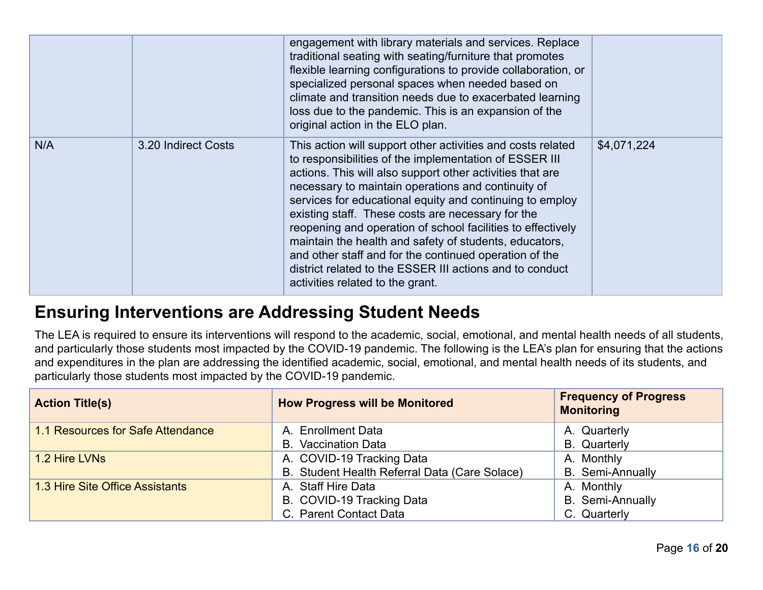| | | | |
|---|---|---|---|
| | | engagement with library materials and services. Replace traditional seating with seating/furniture that promotes flexible learning configurations to provide collaboration, or specialized personal spaces when needed based on climate and transition needs due to exacerbated learning loss due to the pandemic. This is an expansion of the original action in the ELO plan. | |
| N/A | 3.20 Indirect Costs | This action will support other activities and costs related to responsibilities of the implementation of ESSER III actions. This will also support other activities that are necessary to maintain operations and continuity of services for educational equity and continuing to employ existing staff. These costs are necessary for the reopening and operation of school facilities to effectively maintain the health and safety of students, educators, and other staff and for the continued operation of the district related to the ESSER III actions and to conduct activities related to the grant. | $4,071,224 |

## Ensuring Interventions are Addressing Student Needs

The LEA is required to ensure its interventions will respond to the academic, social, emotional, and mental health needs of all students, and particularly those students most impacted by the COVID-19 pandemic. The following is the LEA's plan for ensuring that the actions and expenditures in the plan are addressing the identified academic, social, emotional, and mental health needs of its students, and particularly those students most impacted by the COVID-19 pandemic.

| Action Title(s) | How Progress will be Monitored | Frequency of Progress Monitoring |
|---|---|---|
| 1.1 Resources for Safe Attendance | A. Enrollment Data<br>B. Vaccination Data | A. Quarterly<br>B. Quarterly |
| 1.2 Hire LVNs | A. COVID-19 Tracking Data<br>B. Student Health Referral Data (Care Solace) | A. Monthly<br>B. Semi-Annually |
| 1.3 Hire Site Office Assistants | A. Staff Hire Data<br>B. COVID-19 Tracking Data<br>C. Parent Contact Data | A. Monthly<br>B. Semi-Annually<br>C. Quarterly |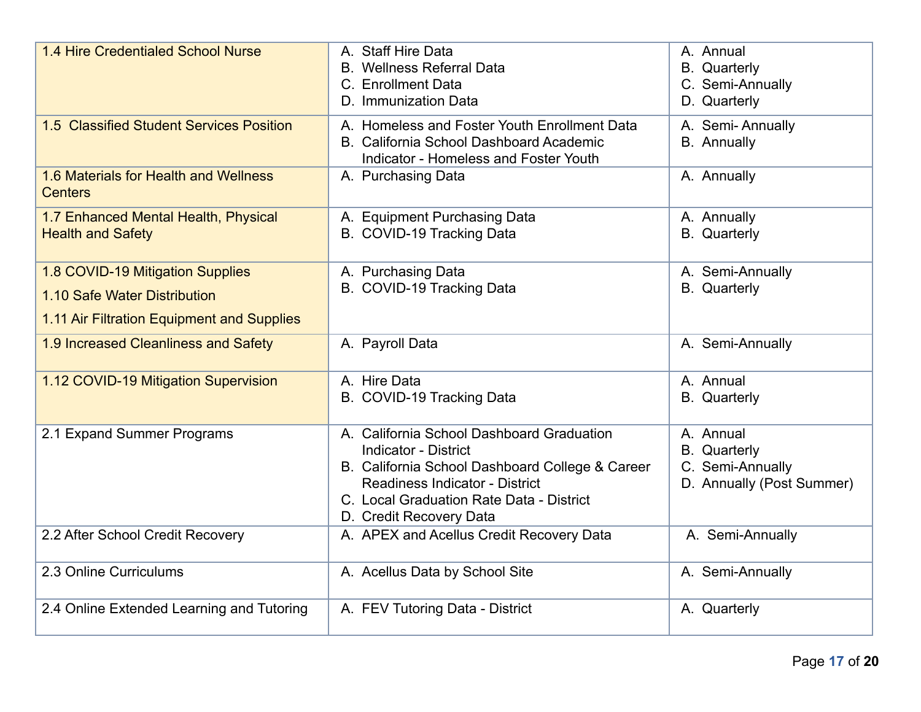| | | |
|---|---|---|
| 1.4 Hire Credentialed School Nurse | A. Staff Hire Data<br>B. Wellness Referral Data<br>C. Enrollment Data<br>D. Immunization Data | A. Annual<br>B. Quarterly<br>C. Semi-Annually<br>D. Quarterly |
| 1.5 Classified Student Services Position | A. Homeless and Foster Youth Enrollment Data<br>B. California School Dashboard Academic Indicator - Homeless and Foster Youth | A. Semi- Annually<br>B. Annually |
| 1.6 Materials for Health and Wellness Centers | A. Purchasing Data | A. Annually |
| 1.7 Enhanced Mental Health, Physical Health and Safety | A. Equipment Purchasing Data<br>B. COVID-19 Tracking Data | A. Annually<br>B. Quarterly |
| 1.8 COVID-19 Mitigation Supplies<br>1.10 Safe Water Distribution<br>1.11 Air Filtration Equipment and Supplies | A. Purchasing Data<br>B. COVID-19 Tracking Data | A. Semi-Annually<br>B. Quarterly |
| 1.9 Increased Cleanliness and Safety | A. Payroll Data | A. Semi-Annually |
| 1.12 COVID-19 Mitigation Supervision | A. Hire Data<br>B. COVID-19 Tracking Data | A. Annual<br>B. Quarterly |
| 2.1 Expand Summer Programs | A. California School Dashboard Graduation Indicator - District<br>B. California School Dashboard College & Career Readiness Indicator - District<br>C. Local Graduation Rate Data - District<br>D. Credit Recovery Data | A. Annual<br>B. Quarterly<br>C. Semi-Annually<br>D. Annually (Post Summer) |
| 2.2 After School Credit Recovery | A. APEX and Acellus Credit Recovery Data | A. Semi-Annually |
| 2.3 Online Curriculums | A. Acellus Data by School Site | A. Semi-Annually |
| 2.4 Online Extended Learning and Tutoring | A. FEV Tutoring Data - District | A. Quarterly |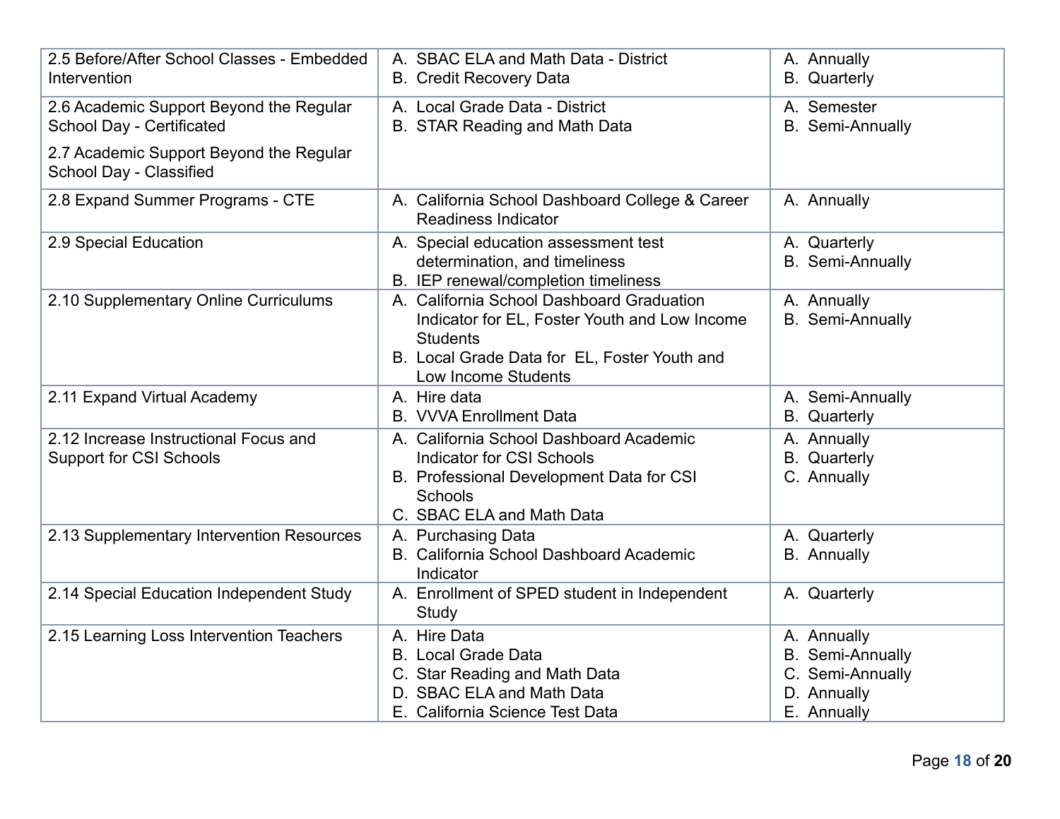| | | |
|---|---|---|
| 2.5 Before/After School Classes - Embedded Intervention | A. SBAC ELA and Math Data - District<br>B. Credit Recovery Data | A. Annually<br>B. Quarterly |
| 2.6 Academic Support Beyond the Regular School Day - Certificated<br><br>2.7 Academic Support Beyond the Regular School Day - Classified | A. Local Grade Data - District<br>B. STAR Reading and Math Data | A. Semester<br>B. Semi-Annually |
| 2.8 Expand Summer Programs - CTE | A. California School Dashboard College & Career Readiness Indicator | A. Annually |
| 2.9 Special Education | A. Special education assessment test determination, and timeliness<br>B. IEP renewal/completion timeliness | A. Quarterly<br>B. Semi-Annually |
| 2.10 Supplementary Online Curriculums | A. California School Dashboard Graduation Indicator for EL, Foster Youth and Low Income Students<br>B. Local Grade Data for EL, Foster Youth and Low Income Students | A. Annually<br>B. Semi-Annually |
| 2.11 Expand Virtual Academy | A. Hire data<br>B. VVVA Enrollment Data | A. Semi-Annually<br>B. Quarterly |
| 2.12 Increase Instructional Focus and Support for CSI Schools | A. California School Dashboard Academic Indicator for CSI Schools<br>B. Professional Development Data for CSI Schools<br>C. SBAC ELA and Math Data | A. Annually<br>B. Quarterly<br>C. Annually |
| 2.13 Supplementary Intervention Resources | A. Purchasing Data<br>B. California School Dashboard Academic Indicator | A. Quarterly<br>B. Annually |
| 2.14 Special Education Independent Study | A. Enrollment of SPED student in Independent Study | A. Quarterly |
| 2.15 Learning Loss Intervention Teachers | A. Hire Data<br>B. Local Grade Data<br>C. Star Reading and Math Data<br>D. SBAC ELA and Math Data<br>E. California Science Test Data | A. Annually<br>B. Semi-Annually<br>C. Semi-Annually<br>D. Annually<br>E. Annually |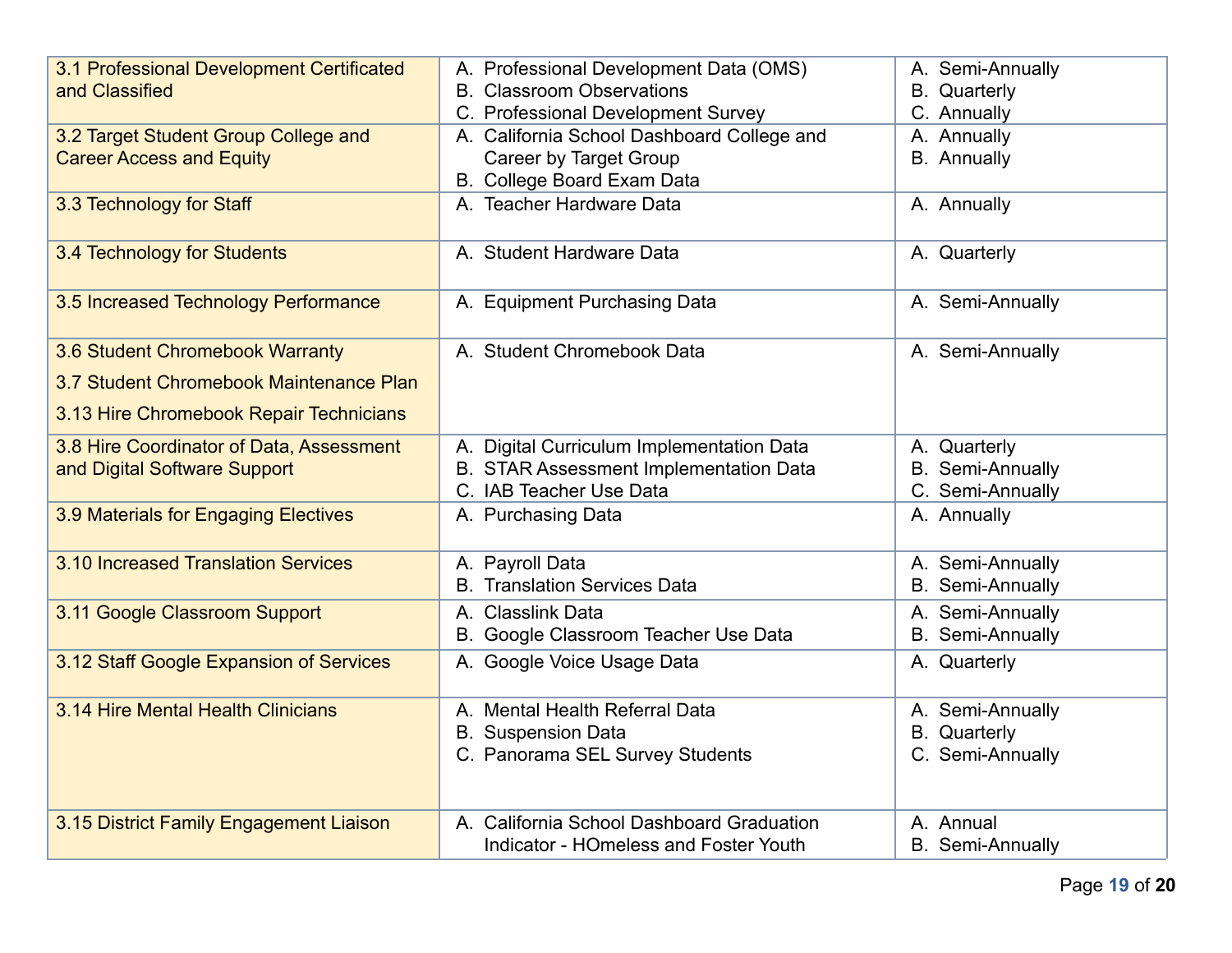| | | |
|---|---|---|
| 3.1 Professional Development Certificated and Classified | A. Professional Development Data (OMS)<br>B. Classroom Observations<br>C. Professional Development Survey | A. Semi-Annually<br>B. Quarterly<br>C. Annually |
| 3.2 Target Student Group College and Career Access and Equity | A. California School Dashboard College and Career by Target Group<br>B. College Board Exam Data | A. Annually<br>B. Annually |
| 3.3 Technology for Staff | A. Teacher Hardware Data | A. Annually |
| 3.4 Technology for Students | A. Student Hardware Data | A. Quarterly |
| 3.5 Increased Technology Performance | A. Equipment Purchasing Data | A. Semi-Annually |
| 3.6 Student Chromebook Warranty<br>3.7 Student Chromebook Maintenance Plan<br>3.13 Hire Chromebook Repair Technicians | A. Student Chromebook Data | A. Semi-Annually |
| 3.8 Hire Coordinator of Data, Assessment and Digital Software Support | A. Digital Curriculum Implementation Data<br>B. STAR Assessment Implementation Data<br>C. IAB Teacher Use Data | A. Quarterly<br>B. Semi-Annually<br>C. Semi-Annually |
| 3.9 Materials for Engaging Electives | A. Purchasing Data | A. Annually |
| 3.10 Increased Translation Services | A. Payroll Data<br>B. Translation Services Data | A. Semi-Annually<br>B. Semi-Annually |
| 3.11 Google Classroom Support | A. Classlink Data<br>B. Google Classroom Teacher Use Data | A. Semi-Annually<br>B. Semi-Annually |
| 3.12 Staff Google Expansion of Services | A. Google Voice Usage Data | A. Quarterly |
| 3.14 Hire Mental Health Clinicians | A. Mental Health Referral Data<br>B. Suspension Data<br>C. Panorama SEL Survey Students | A. Semi-Annually<br>B. Quarterly<br>C. Semi-Annually |
| 3.15 District Family Engagement Liaison | A. California School Dashboard Graduation Indicator - HOmeless and Foster Youth | A. Annual<br>B. Semi-Annually |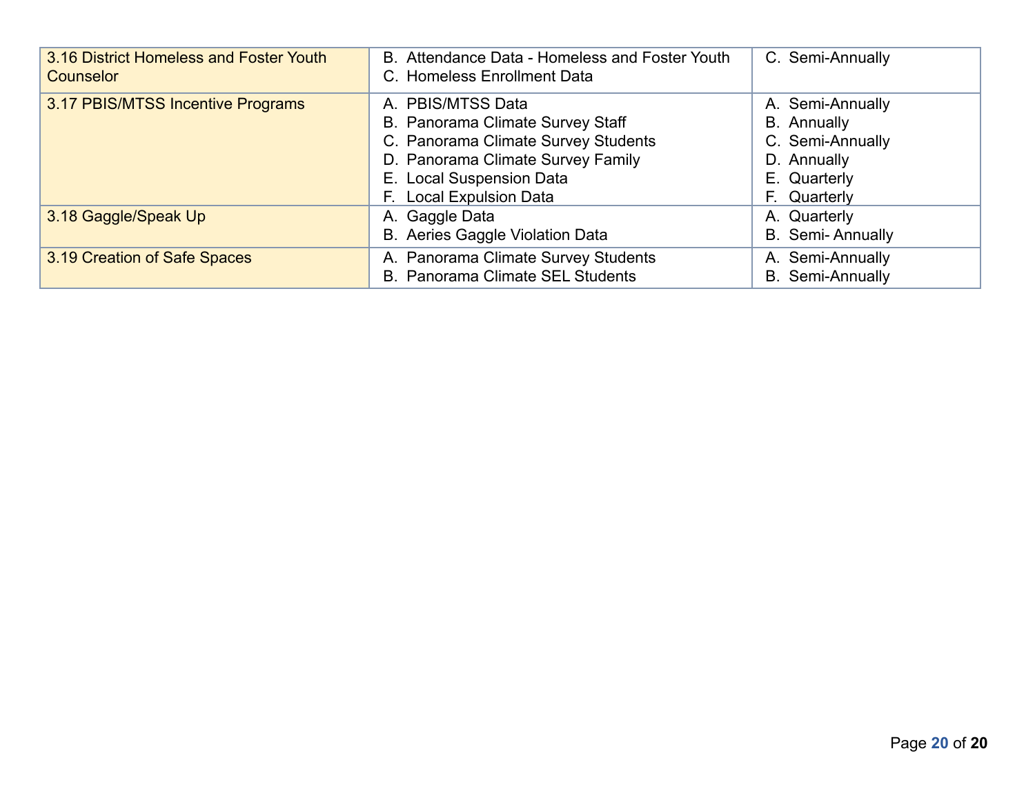| | | |
|---|---|---|
| 3.16 District Homeless and Foster Youth Counselor | B. Attendance Data - Homeless and Foster Youth<br>C. Homeless Enrollment Data | C. Semi-Annually |
| 3.17 PBIS/MTSS Incentive Programs | A. PBIS/MTSS Data<br>B. Panorama Climate Survey Staff<br>C. Panorama Climate Survey Students<br>D. Panorama Climate Survey Family<br>E. Local Suspension Data<br>F. Local Expulsion Data | A. Semi-Annually<br>B. Annually<br>C. Semi-Annually<br>D. Annually<br>E. Quarterly<br>F. Quarterly |
| 3.18 Gaggle/Speak Up | A. Gaggle Data<br>B. Aeries Gaggle Violation Data | A. Quarterly<br>B. Semi- Annually |
| 3.19 Creation of Safe Spaces | A. Panorama Climate Survey Students<br>B. Panorama Climate SEL Students | A. Semi-Annually<br>B. Semi-Annually |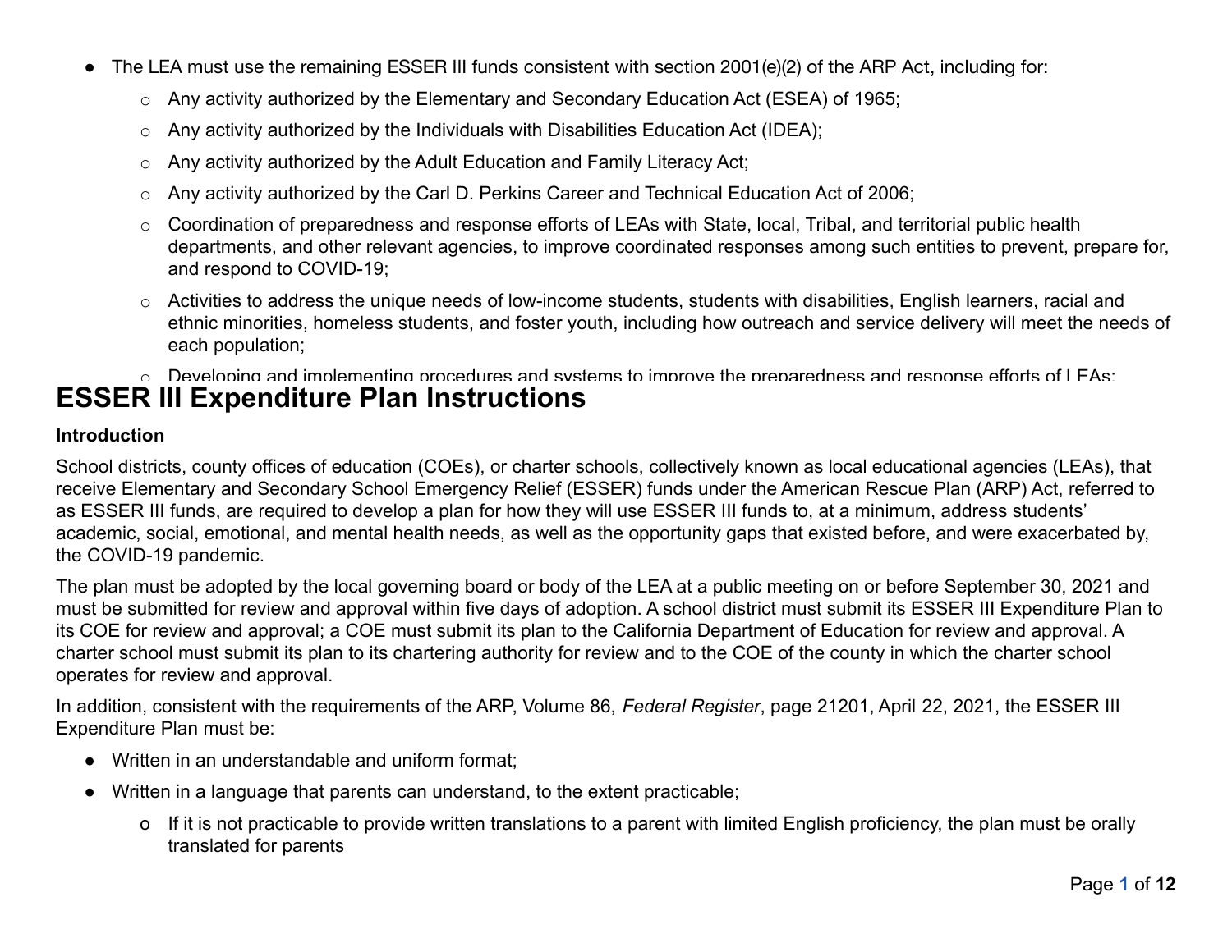- The LEA must use the remaining ESSER III funds consistent with section 2001(e)(2) of the ARP Act, including for:
    - Any activity authorized by the Elementary and Secondary Education Act (ESEA) of 1965;
    - Any activity authorized by the Individuals with Disabilities Education Act (IDEA);
    - Any activity authorized by the Adult Education and Family Literacy Act;
    - Any activity authorized by the Carl D. Perkins Career and Technical Education Act of 2006;
    - Coordination of preparedness and response efforts of LEAs with State, local, Tribal, and territorial public health departments, and other relevant agencies, to improve coordinated responses among such entities to prevent, prepare for, and respond to COVID-19;
    - Activities to address the unique needs of low-income students, students with disabilities, English learners, racial and ethnic minorities, homeless students, and foster youth, including how outreach and service delivery will meet the needs of each population;
    - Developing and implementing procedures and systems to improve the preparedness and response efforts of LEAs;

# ESSER III Expenditure Plan Instructions

**Introduction**

School districts, county offices of education (COEs), or charter schools, collectively known as local educational agencies (LEAs), that receive Elementary and Secondary School Emergency Relief (ESSER) funds under the American Rescue Plan (ARP) Act, referred to as ESSER III funds, are required to develop a plan for how they will use ESSER III funds to, at a minimum, address students' academic, social, emotional, and mental health needs, as well as the opportunity gaps that existed before, and were exacerbated by, the COVID-19 pandemic.

The plan must be adopted by the local governing board or body of the LEA at a public meeting on or before September 30, 2021 and must be submitted for review and approval within five days of adoption. A school district must submit its ESSER III Expenditure Plan to its COE for review and approval; a COE must submit its plan to the California Department of Education for review and approval. A charter school must submit its plan to its chartering authority for review and to the COE of the county in which the charter school operates for review and approval.

In addition, consistent with the requirements of the ARP, Volume 86, *Federal Register*, page 21201, April 22, 2021, the ESSER III Expenditure Plan must be:

- Written in an understandable and uniform format;
- Written in a language that parents can understand, to the extent practicable;
    - If it is not practicable to provide written translations to a parent with limited English proficiency, the plan must be orally translated for parents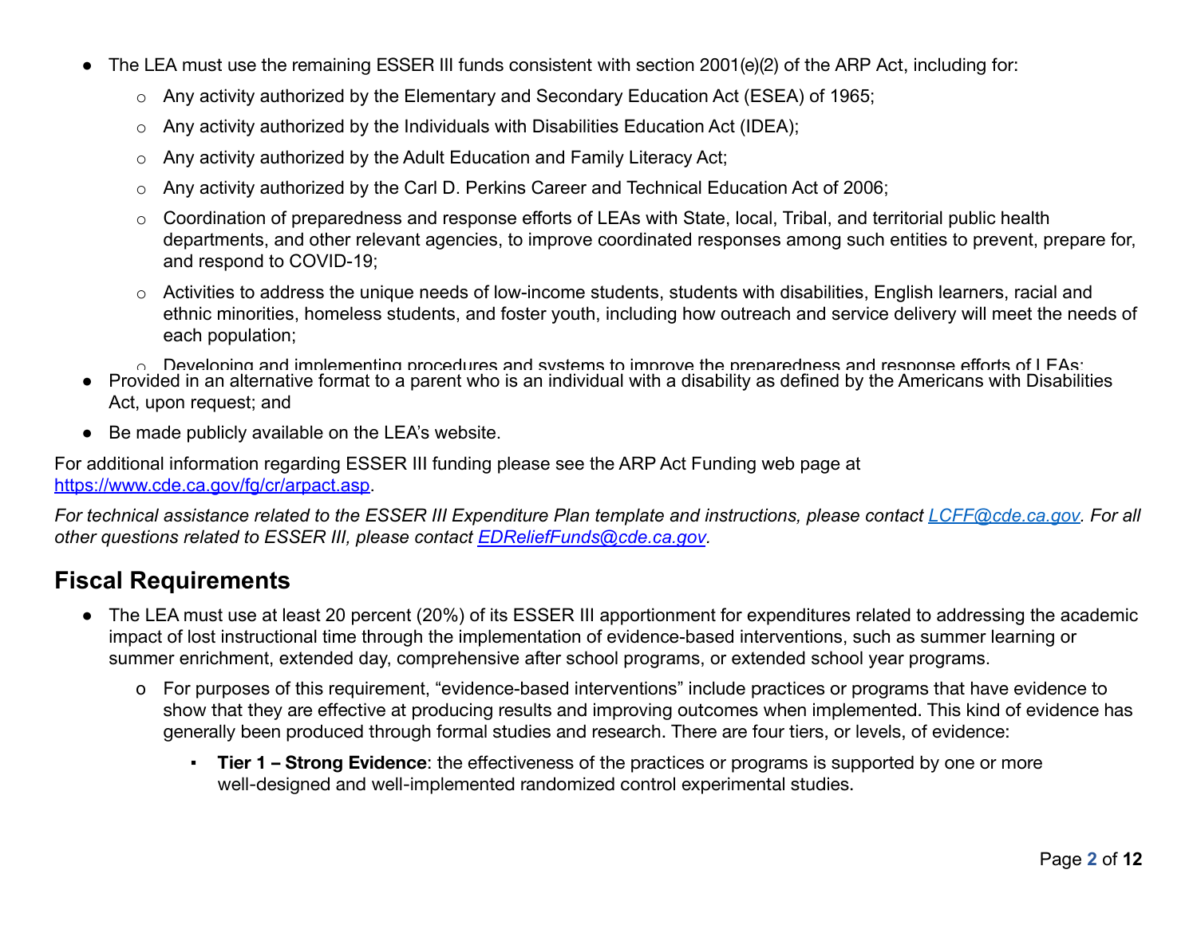- The LEA must use the remaining ESSER III funds consistent with section 2001(e)(2) of the ARP Act, including for:
  - Any activity authorized by the Elementary and Secondary Education Act (ESEA) of 1965;
  - Any activity authorized by the Individuals with Disabilities Education Act (IDEA);
  - Any activity authorized by the Adult Education and Family Literacy Act;
  - Any activity authorized by the Carl D. Perkins Career and Technical Education Act of 2006;
  - Coordination of preparedness and response efforts of LEAs with State, local, Tribal, and territorial public health departments, and other relevant agencies, to improve coordinated responses among such entities to prevent, prepare for, and respond to COVID-19;
  - Activities to address the unique needs of low-income students, students with disabilities, English learners, racial and ethnic minorities, homeless students, and foster youth, including how outreach and service delivery will meet the needs of each population;
  - Developing and implementing procedures and systems to improve the preparedness and response efforts of LEAs;
- Provided in an alternative format to a parent who is an individual with a disability as defined by the Americans with Disabilities Act, upon request; and
- Be made publicly available on the LEA's website.

For additional information regarding ESSER III funding please see the ARP Act Funding web page at https://www.cde.ca.gov/fg/cr/arpact.asp.

*For technical assistance related to the ESSER III Expenditure Plan template and instructions, please contact LCFF@cde.ca.gov. For all other questions related to ESSER III, please contact EDReliefFunds@cde.ca.gov.*

## Fiscal Requirements

- The LEA must use at least 20 percent (20%) of its ESSER III apportionment for expenditures related to addressing the academic impact of lost instructional time through the implementation of evidence-based interventions, such as summer learning or summer enrichment, extended day, comprehensive after school programs, or extended school year programs.
  - For purposes of this requirement, "evidence-based interventions" include practices or programs that have evidence to show that they are effective at producing results and improving outcomes when implemented. This kind of evidence has generally been produced through formal studies and research. There are four tiers, or levels, of evidence:
    - **Tier 1 – Strong Evidence**: the effectiveness of the practices or programs is supported by one or more well-designed and well-implemented randomized control experimental studies.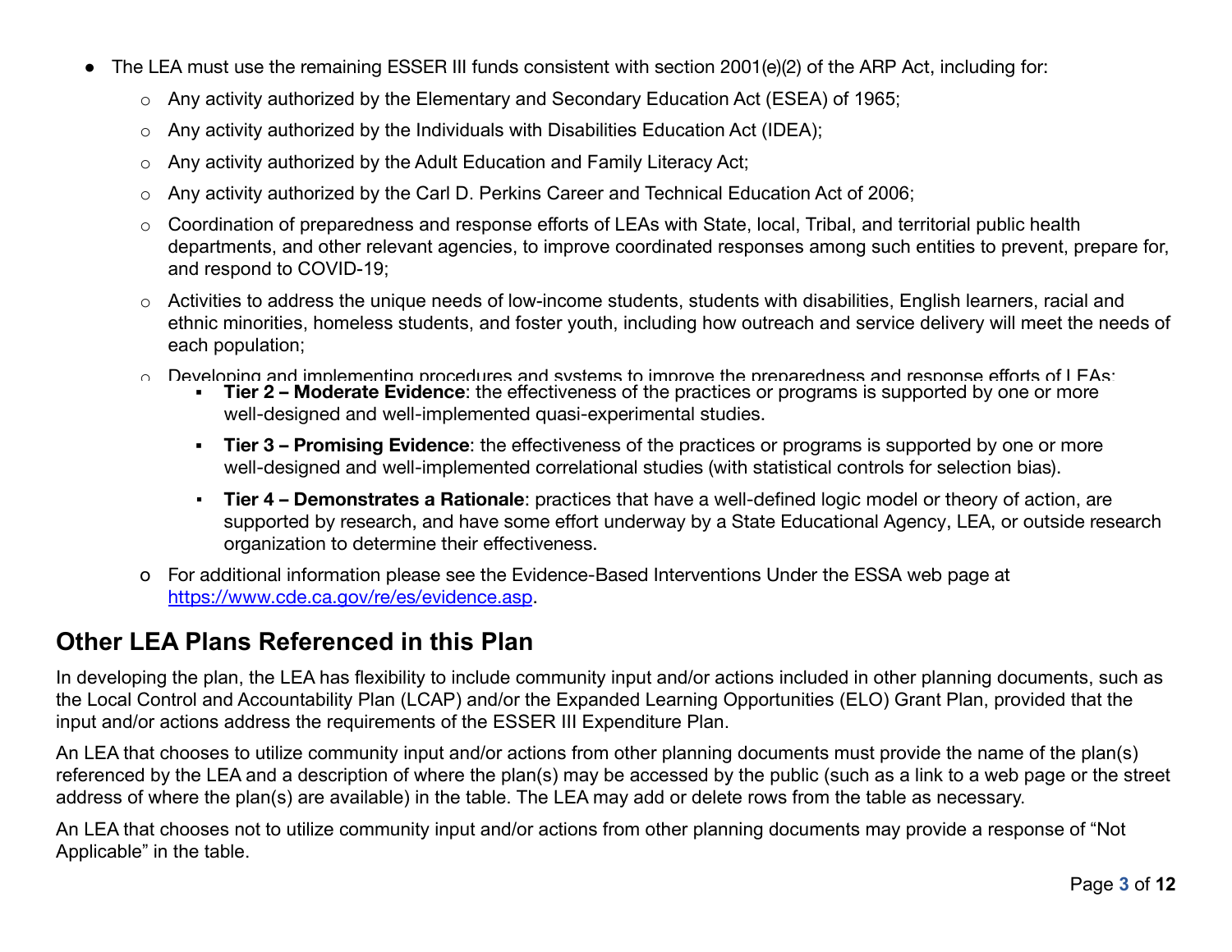- The LEA must use the remaining ESSER III funds consistent with section 2001(e)(2) of the ARP Act, including for:
  - Any activity authorized by the Elementary and Secondary Education Act (ESEA) of 1965;
  - Any activity authorized by the Individuals with Disabilities Education Act (IDEA);
  - Any activity authorized by the Adult Education and Family Literacy Act;
  - Any activity authorized by the Carl D. Perkins Career and Technical Education Act of 2006;
  - Coordination of preparedness and response efforts of LEAs with State, local, Tribal, and territorial public health departments, and other relevant agencies, to improve coordinated responses among such entities to prevent, prepare for, and respond to COVID-19;
  - Activities to address the unique needs of low-income students, students with disabilities, English learners, racial and ethnic minorities, homeless students, and foster youth, including how outreach and service delivery will meet the needs of each population;
  - Developing and implementing procedures and systems to improve the preparedness and response efforts of LEAs;
    - **Tier 2 – Moderate Evidence**: the effectiveness of the practices or programs is supported by one or more well-designed and well-implemented quasi-experimental studies.
    - **Tier 3 – Promising Evidence**: the effectiveness of the practices or programs is supported by one or more well-designed and well-implemented correlational studies (with statistical controls for selection bias).
    - **Tier 4 – Demonstrates a Rationale**: practices that have a well-defined logic model or theory of action, are supported by research, and have some effort underway by a State Educational Agency, LEA, or outside research organization to determine their effectiveness.
  - For additional information please see the Evidence-Based Interventions Under the ESSA web page at https://www.cde.ca.gov/re/es/evidence.asp.

## Other LEA Plans Referenced in this Plan

In developing the plan, the LEA has flexibility to include community input and/or actions included in other planning documents, such as the Local Control and Accountability Plan (LCAP) and/or the Expanded Learning Opportunities (ELO) Grant Plan, provided that the input and/or actions address the requirements of the ESSER III Expenditure Plan.

An LEA that chooses to utilize community input and/or actions from other planning documents must provide the name of the plan(s) referenced by the LEA and a description of where the plan(s) may be accessed by the public (such as a link to a web page or the street address of where the plan(s) are available) in the table. The LEA may add or delete rows from the table as necessary.

An LEA that chooses not to utilize community input and/or actions from other planning documents may provide a response of "Not Applicable" in the table.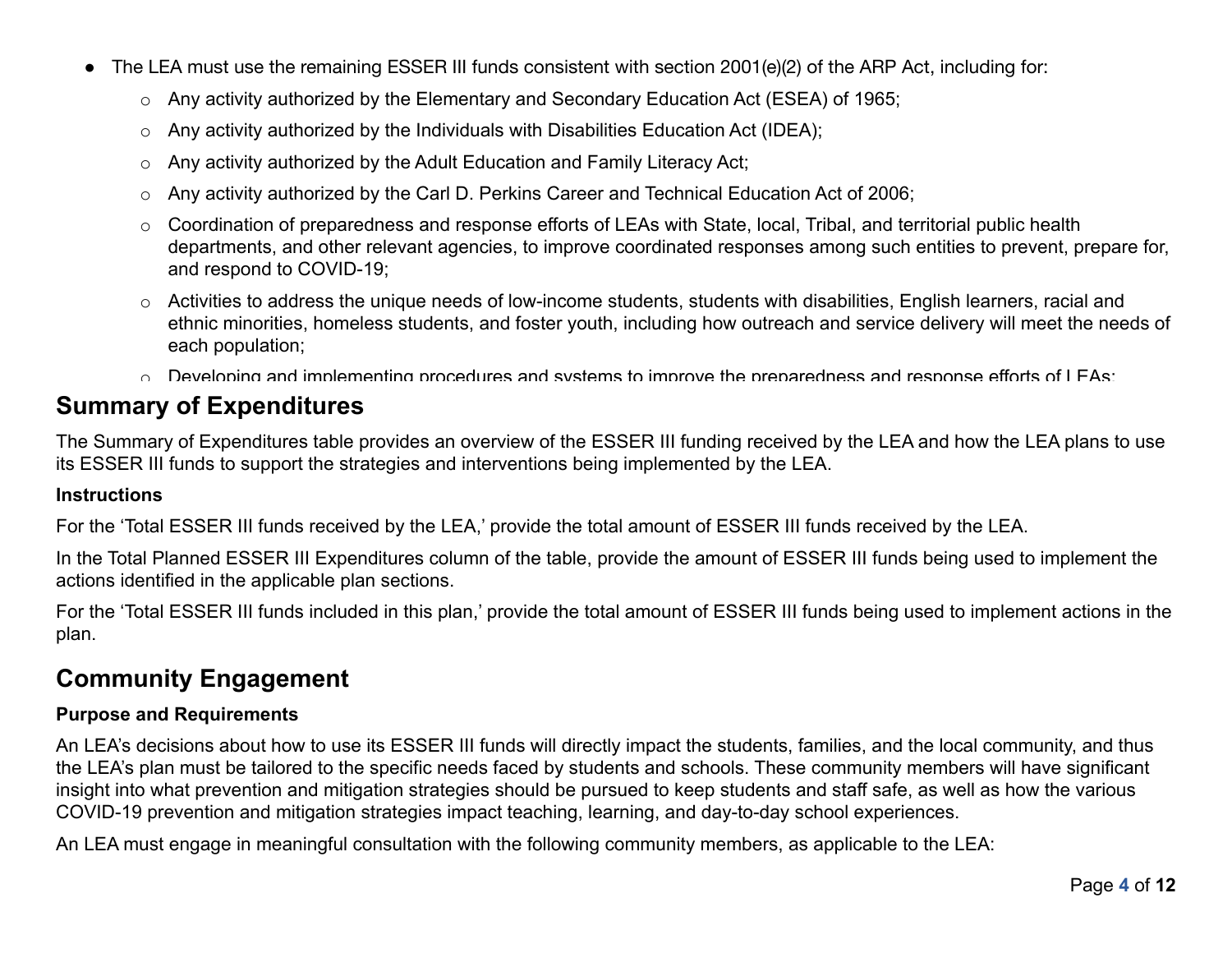- The LEA must use the remaining ESSER III funds consistent with section 2001(e)(2) of the ARP Act, including for:
  - Any activity authorized by the Elementary and Secondary Education Act (ESEA) of 1965;
  - Any activity authorized by the Individuals with Disabilities Education Act (IDEA);
  - Any activity authorized by the Adult Education and Family Literacy Act;
  - Any activity authorized by the Carl D. Perkins Career and Technical Education Act of 2006;
  - Coordination of preparedness and response efforts of LEAs with State, local, Tribal, and territorial public health departments, and other relevant agencies, to improve coordinated responses among such entities to prevent, prepare for, and respond to COVID-19;
  - Activities to address the unique needs of low-income students, students with disabilities, English learners, racial and ethnic minorities, homeless students, and foster youth, including how outreach and service delivery will meet the needs of each population;
  - Developing and implementing procedures and systems to improve the preparedness and response efforts of LEAs;

## Summary of Expenditures

The Summary of Expenditures table provides an overview of the ESSER III funding received by the LEA and how the LEA plans to use its ESSER III funds to support the strategies and interventions being implemented by the LEA.

**Instructions**

For the 'Total ESSER III funds received by the LEA,' provide the total amount of ESSER III funds received by the LEA.

In the Total Planned ESSER III Expenditures column of the table, provide the amount of ESSER III funds being used to implement the actions identified in the applicable plan sections.

For the 'Total ESSER III funds included in this plan,' provide the total amount of ESSER III funds being used to implement actions in the plan.

## Community Engagement

**Purpose and Requirements**

An LEA's decisions about how to use its ESSER III funds will directly impact the students, families, and the local community, and thus the LEA's plan must be tailored to the specific needs faced by students and schools. These community members will have significant insight into what prevention and mitigation strategies should be pursued to keep students and staff safe, as well as how the various COVID-19 prevention and mitigation strategies impact teaching, learning, and day-to-day school experiences.

An LEA must engage in meaningful consultation with the following community members, as applicable to the LEA: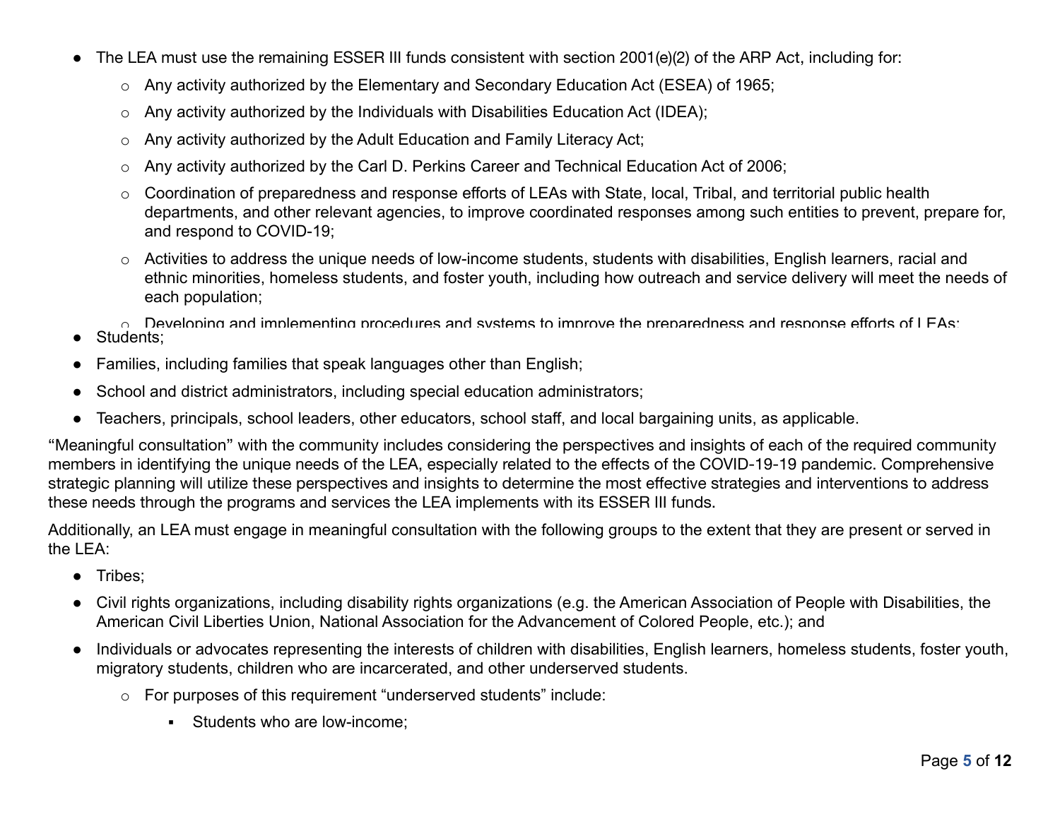- The LEA must use the remaining ESSER III funds consistent with section 2001(e)(2) of the ARP Act, including for:
  - Any activity authorized by the Elementary and Secondary Education Act (ESEA) of 1965;
  - Any activity authorized by the Individuals with Disabilities Education Act (IDEA);
  - Any activity authorized by the Adult Education and Family Literacy Act;
  - Any activity authorized by the Carl D. Perkins Career and Technical Education Act of 2006;
  - Coordination of preparedness and response efforts of LEAs with State, local, Tribal, and territorial public health departments, and other relevant agencies, to improve coordinated responses among such entities to prevent, prepare for, and respond to COVID-19;
  - Activities to address the unique needs of low-income students, students with disabilities, English learners, racial and ethnic minorities, homeless students, and foster youth, including how outreach and service delivery will meet the needs of each population;
  - Developing and implementing procedures and systems to improve the preparedness and response efforts of LEAs;
- Students;
- Families, including families that speak languages other than English;
- School and district administrators, including special education administrators;
- Teachers, principals, school leaders, other educators, school staff, and local bargaining units, as applicable.

"Meaningful consultation" with the community includes considering the perspectives and insights of each of the required community members in identifying the unique needs of the LEA, especially related to the effects of the COVID-19-19 pandemic. Comprehensive strategic planning will utilize these perspectives and insights to determine the most effective strategies and interventions to address these needs through the programs and services the LEA implements with its ESSER III funds.

Additionally, an LEA must engage in meaningful consultation with the following groups to the extent that they are present or served in the LEA:

- Tribes;
- Civil rights organizations, including disability rights organizations (e.g. the American Association of People with Disabilities, the American Civil Liberties Union, National Association for the Advancement of Colored People, etc.); and
- Individuals or advocates representing the interests of children with disabilities, English learners, homeless students, foster youth, migratory students, children who are incarcerated, and other underserved students.
  - For purposes of this requirement "underserved students" include:
    - Students who are low-income;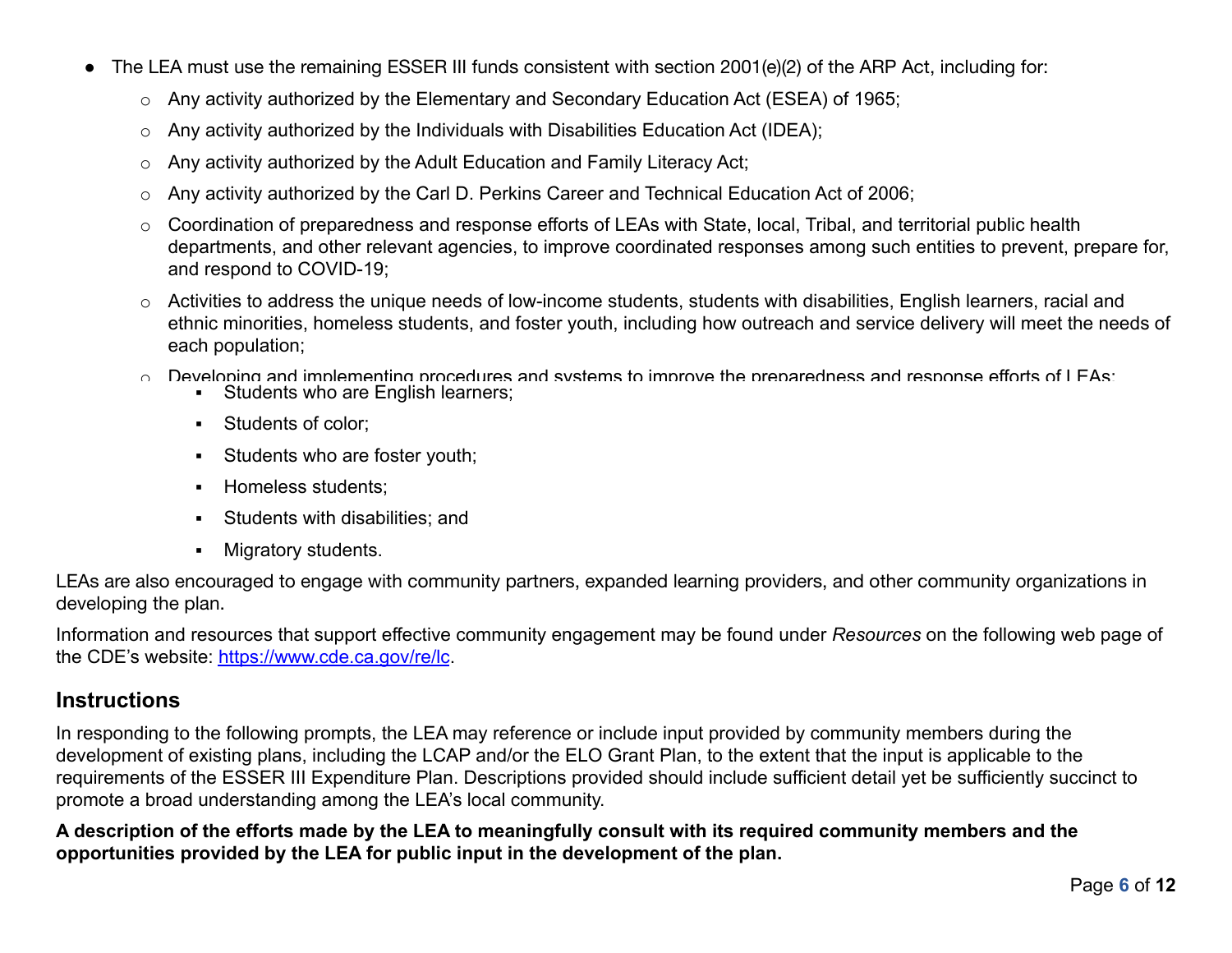- The LEA must use the remaining ESSER III funds consistent with section 2001(e)(2) of the ARP Act, including for:
  - Any activity authorized by the Elementary and Secondary Education Act (ESEA) of 1965;
  - Any activity authorized by the Individuals with Disabilities Education Act (IDEA);
  - Any activity authorized by the Adult Education and Family Literacy Act;
  - Any activity authorized by the Carl D. Perkins Career and Technical Education Act of 2006;
  - Coordination of preparedness and response efforts of LEAs with State, local, Tribal, and territorial public health departments, and other relevant agencies, to improve coordinated responses among such entities to prevent, prepare for, and respond to COVID-19;
  - Activities to address the unique needs of low-income students, students with disabilities, English learners, racial and ethnic minorities, homeless students, and foster youth, including how outreach and service delivery will meet the needs of each population;
  - Developing and implementing procedures and systems to improve the preparedness and response efforts of LEAs;
    - Students who are English learners;
    - Students of color;
    - Students who are foster youth;
    - Homeless students;
    - Students with disabilities; and
    - Migratory students.

LEAs are also encouraged to engage with community partners, expanded learning providers, and other community organizations in developing the plan.

Information and resources that support effective community engagement may be found under *Resources* on the following web page of the CDE's website: https://www.cde.ca.gov/re/lc.

## Instructions

In responding to the following prompts, the LEA may reference or include input provided by community members during the development of existing plans, including the LCAP and/or the ELO Grant Plan, to the extent that the input is applicable to the requirements of the ESSER III Expenditure Plan. Descriptions provided should include sufficient detail yet be sufficiently succinct to promote a broad understanding among the LEA's local community.

**A description of the efforts made by the LEA to meaningfully consult with its required community members and the opportunities provided by the LEA for public input in the development of the plan.**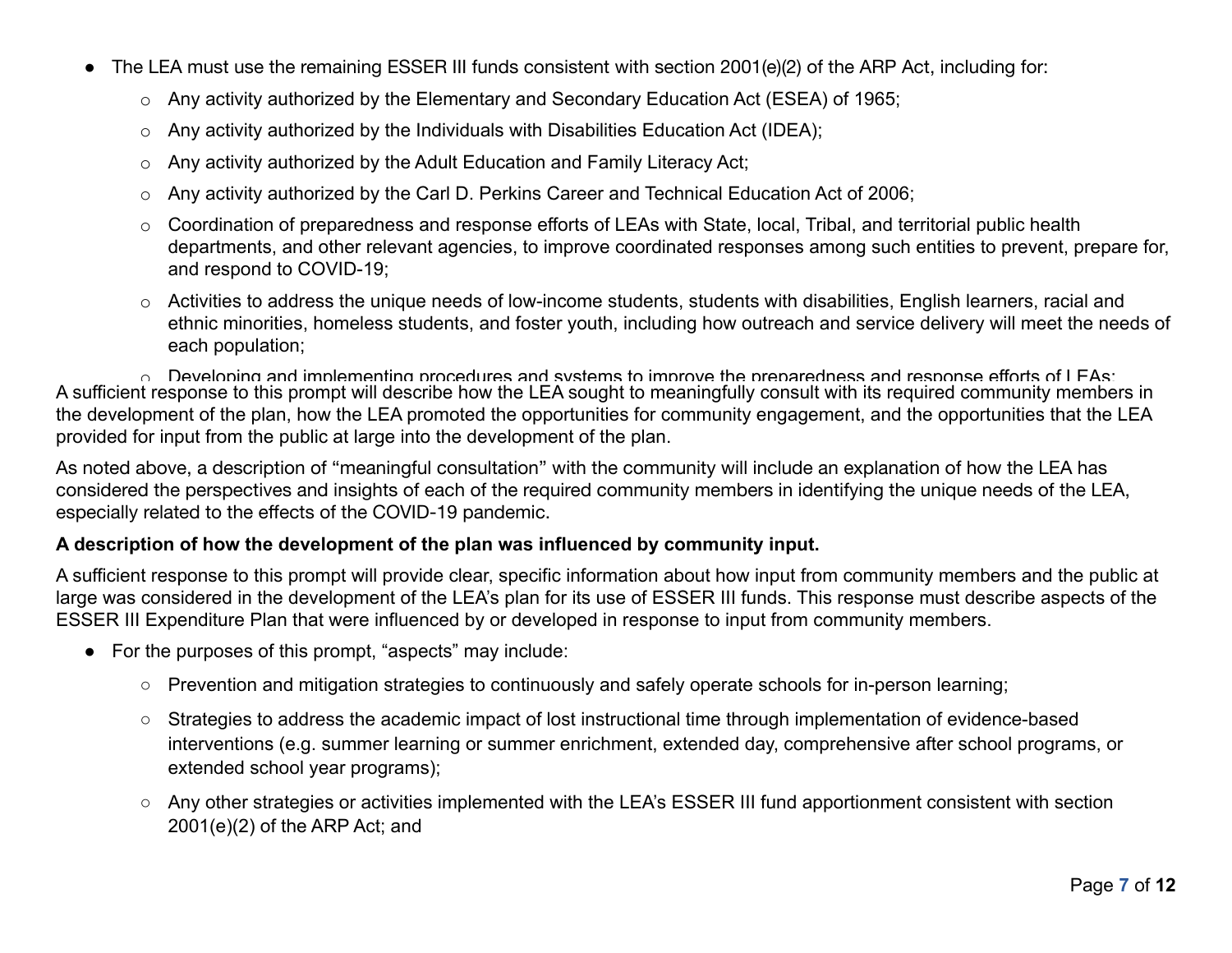- The LEA must use the remaining ESSER III funds consistent with section 2001(e)(2) of the ARP Act, including for:
  - Any activity authorized by the Elementary and Secondary Education Act (ESEA) of 1965;
  - Any activity authorized by the Individuals with Disabilities Education Act (IDEA);
  - Any activity authorized by the Adult Education and Family Literacy Act;
  - Any activity authorized by the Carl D. Perkins Career and Technical Education Act of 2006;
  - Coordination of preparedness and response efforts of LEAs with State, local, Tribal, and territorial public health departments, and other relevant agencies, to improve coordinated responses among such entities to prevent, prepare for, and respond to COVID-19;
  - Activities to address the unique needs of low-income students, students with disabilities, English learners, racial and ethnic minorities, homeless students, and foster youth, including how outreach and service delivery will meet the needs of each population;
  - Developing and implementing procedures and systems to improve the preparedness and response efforts of LEAs;

A sufficient response to this prompt will describe how the LEA sought to meaningfully consult with its required community members in the development of the plan, how the LEA promoted the opportunities for community engagement, and the opportunities that the LEA provided for input from the public at large into the development of the plan.

As noted above, a description of "meaningful consultation" with the community will include an explanation of how the LEA has considered the perspectives and insights of each of the required community members in identifying the unique needs of the LEA, especially related to the effects of the COVID-19 pandemic.

**A description of how the development of the plan was influenced by community input.**

A sufficient response to this prompt will provide clear, specific information about how input from community members and the public at large was considered in the development of the LEA's plan for its use of ESSER III funds. This response must describe aspects of the ESSER III Expenditure Plan that were influenced by or developed in response to input from community members.

- For the purposes of this prompt, "aspects" may include:
  - Prevention and mitigation strategies to continuously and safely operate schools for in-person learning;
  - Strategies to address the academic impact of lost instructional time through implementation of evidence-based interventions (e.g. summer learning or summer enrichment, extended day, comprehensive after school programs, or extended school year programs);
  - Any other strategies or activities implemented with the LEA's ESSER III fund apportionment consistent with section 2001(e)(2) of the ARP Act; and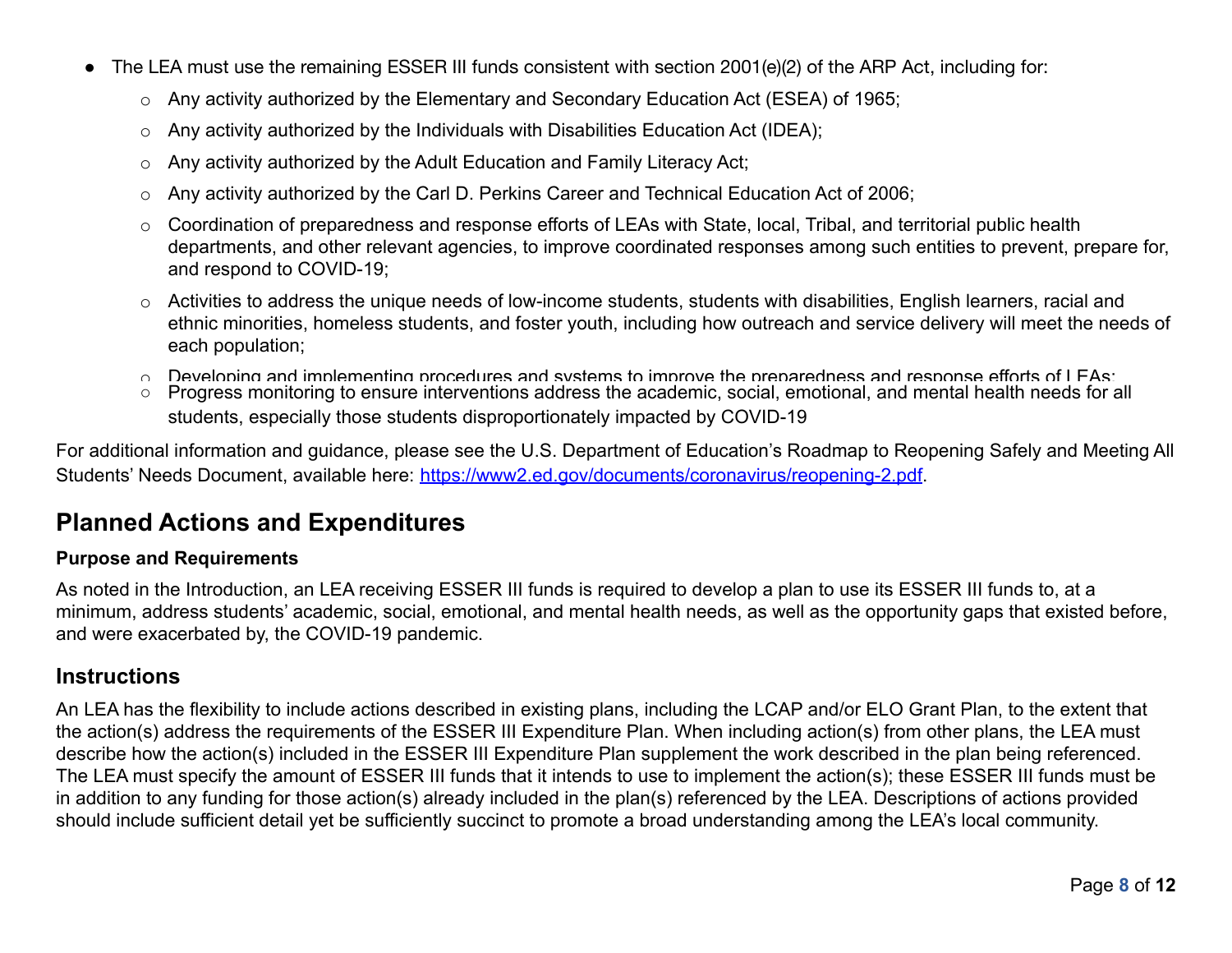- The LEA must use the remaining ESSER III funds consistent with section 2001(e)(2) of the ARP Act, including for:
  - Any activity authorized by the Elementary and Secondary Education Act (ESEA) of 1965;
  - Any activity authorized by the Individuals with Disabilities Education Act (IDEA);
  - Any activity authorized by the Adult Education and Family Literacy Act;
  - Any activity authorized by the Carl D. Perkins Career and Technical Education Act of 2006;
  - Coordination of preparedness and response efforts of LEAs with State, local, Tribal, and territorial public health departments, and other relevant agencies, to improve coordinated responses among such entities to prevent, prepare for, and respond to COVID-19;
  - Activities to address the unique needs of low-income students, students with disabilities, English learners, racial and ethnic minorities, homeless students, and foster youth, including how outreach and service delivery will meet the needs of each population;
  - Developing and implementing procedures and systems to improve the preparedness and response efforts of LEAs;
  - Progress monitoring to ensure interventions address the academic, social, emotional, and mental health needs for all students, especially those students disproportionately impacted by COVID-19

For additional information and guidance, please see the U.S. Department of Education's Roadmap to Reopening Safely and Meeting All Students' Needs Document, available here: https://www2.ed.gov/documents/coronavirus/reopening-2.pdf.

## Planned Actions and Expenditures

**Purpose and Requirements**

As noted in the Introduction, an LEA receiving ESSER III funds is required to develop a plan to use its ESSER III funds to, at a minimum, address students' academic, social, emotional, and mental health needs, as well as the opportunity gaps that existed before, and were exacerbated by, the COVID-19 pandemic.

## Instructions

An LEA has the flexibility to include actions described in existing plans, including the LCAP and/or ELO Grant Plan, to the extent that the action(s) address the requirements of the ESSER III Expenditure Plan. When including action(s) from other plans, the LEA must describe how the action(s) included in the ESSER III Expenditure Plan supplement the work described in the plan being referenced. The LEA must specify the amount of ESSER III funds that it intends to use to implement the action(s); these ESSER III funds must be in addition to any funding for those action(s) already included in the plan(s) referenced by the LEA. Descriptions of actions provided should include sufficient detail yet be sufficiently succinct to promote a broad understanding among the LEA's local community.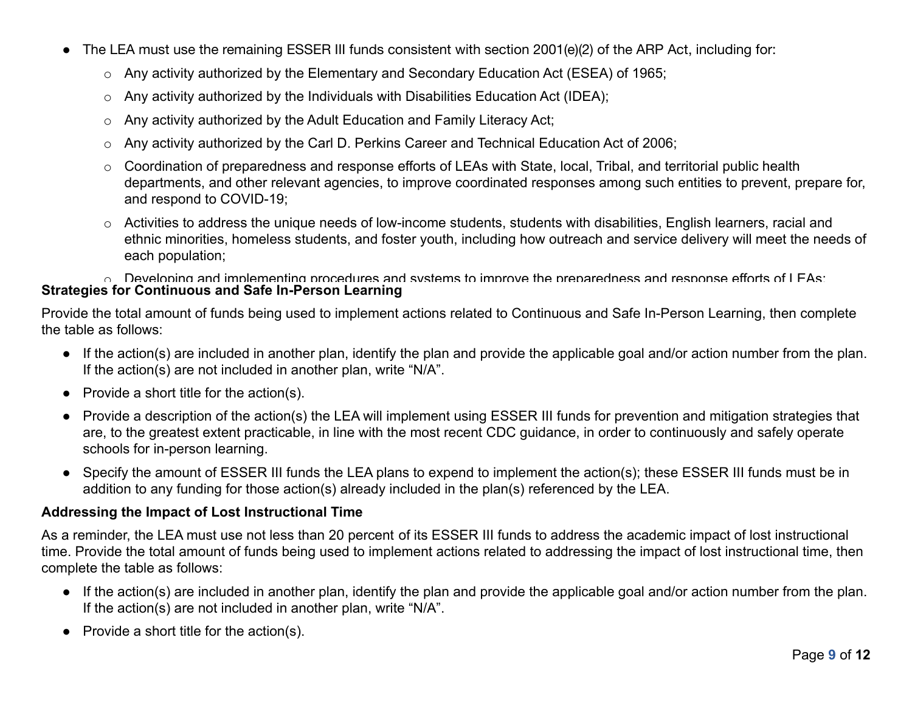- The LEA must use the remaining ESSER III funds consistent with section 2001(e)(2) of the ARP Act, including for:
  - Any activity authorized by the Elementary and Secondary Education Act (ESEA) of 1965;
  - Any activity authorized by the Individuals with Disabilities Education Act (IDEA);
  - Any activity authorized by the Adult Education and Family Literacy Act;
  - Any activity authorized by the Carl D. Perkins Career and Technical Education Act of 2006;
  - Coordination of preparedness and response efforts of LEAs with State, local, Tribal, and territorial public health departments, and other relevant agencies, to improve coordinated responses among such entities to prevent, prepare for, and respond to COVID-19;
  - Activities to address the unique needs of low-income students, students with disabilities, English learners, racial and ethnic minorities, homeless students, and foster youth, including how outreach and service delivery will meet the needs of each population;
  - Developing and implementing procedures and systems to improve the preparedness and response efforts of LEAs;

**Strategies for Continuous and Safe In-Person Learning**

Provide the total amount of funds being used to implement actions related to Continuous and Safe In-Person Learning, then complete the table as follows:

- If the action(s) are included in another plan, identify the plan and provide the applicable goal and/or action number from the plan. If the action(s) are not included in another plan, write "N/A".
- Provide a short title for the action(s).
- Provide a description of the action(s) the LEA will implement using ESSER III funds for prevention and mitigation strategies that are, to the greatest extent practicable, in line with the most recent CDC guidance, in order to continuously and safely operate schools for in-person learning.
- Specify the amount of ESSER III funds the LEA plans to expend to implement the action(s); these ESSER III funds must be in addition to any funding for those action(s) already included in the plan(s) referenced by the LEA.

**Addressing the Impact of Lost Instructional Time**

As a reminder, the LEA must use not less than 20 percent of its ESSER III funds to address the academic impact of lost instructional time. Provide the total amount of funds being used to implement actions related to addressing the impact of lost instructional time, then complete the table as follows:

- If the action(s) are included in another plan, identify the plan and provide the applicable goal and/or action number from the plan. If the action(s) are not included in another plan, write "N/A".
- Provide a short title for the action(s).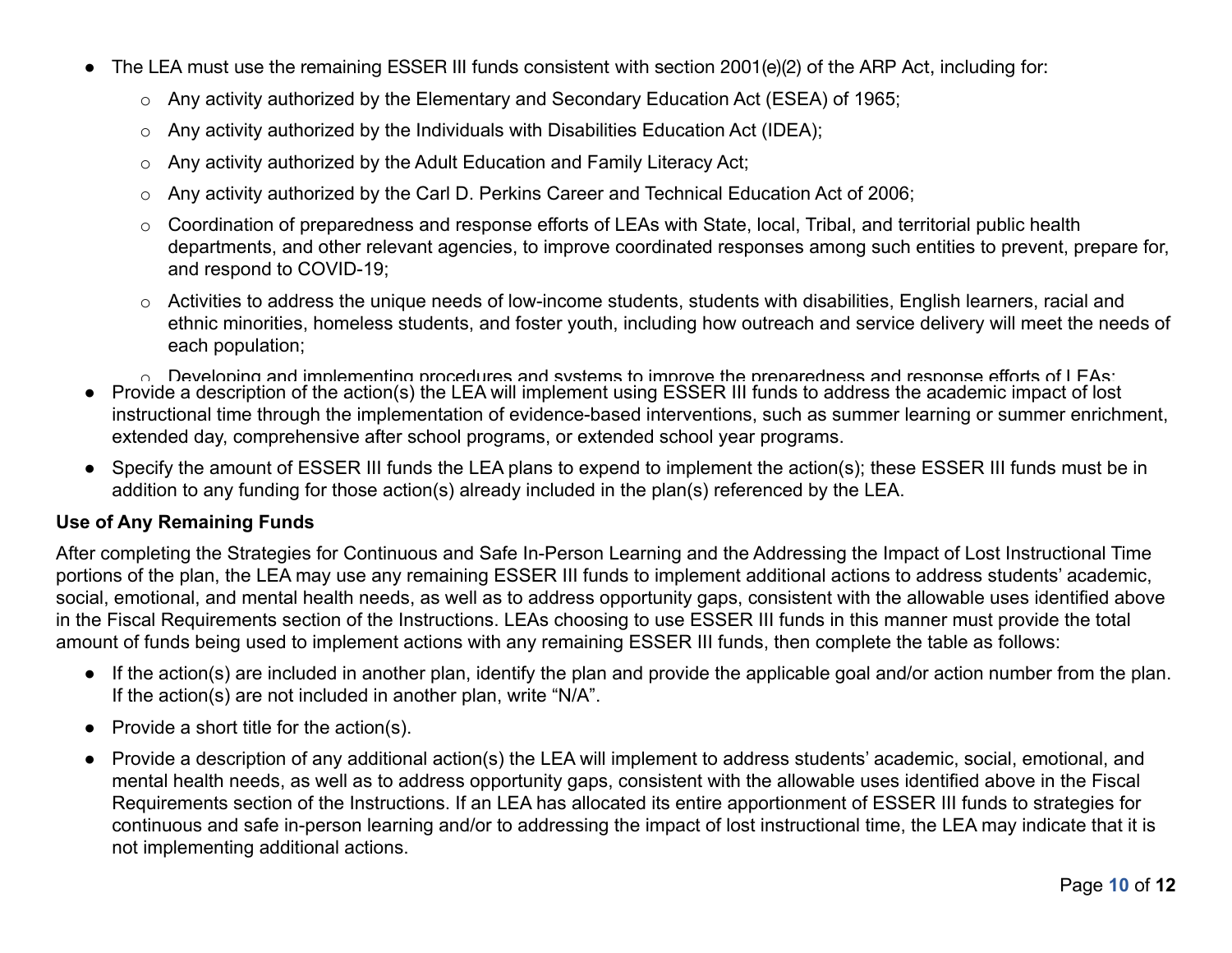- The LEA must use the remaining ESSER III funds consistent with section 2001(e)(2) of the ARP Act, including for:
  - Any activity authorized by the Elementary and Secondary Education Act (ESEA) of 1965;
  - Any activity authorized by the Individuals with Disabilities Education Act (IDEA);
  - Any activity authorized by the Adult Education and Family Literacy Act;
  - Any activity authorized by the Carl D. Perkins Career and Technical Education Act of 2006;
  - Coordination of preparedness and response efforts of LEAs with State, local, Tribal, and territorial public health departments, and other relevant agencies, to improve coordinated responses among such entities to prevent, prepare for, and respond to COVID-19;
  - Activities to address the unique needs of low-income students, students with disabilities, English learners, racial and ethnic minorities, homeless students, and foster youth, including how outreach and service delivery will meet the needs of each population;
  - Developing and implementing procedures and systems to improve the preparedness and response efforts of LEAs;
- Provide a description of the action(s) the LEA will implement using ESSER III funds to address the academic impact of lost instructional time through the implementation of evidence-based interventions, such as summer learning or summer enrichment, extended day, comprehensive after school programs, or extended school year programs.
- Specify the amount of ESSER III funds the LEA plans to expend to implement the action(s); these ESSER III funds must be in addition to any funding for those action(s) already included in the plan(s) referenced by the LEA.

**Use of Any Remaining Funds**

After completing the Strategies for Continuous and Safe In-Person Learning and the Addressing the Impact of Lost Instructional Time portions of the plan, the LEA may use any remaining ESSER III funds to implement additional actions to address students' academic, social, emotional, and mental health needs, as well as to address opportunity gaps, consistent with the allowable uses identified above in the Fiscal Requirements section of the Instructions. LEAs choosing to use ESSER III funds in this manner must provide the total amount of funds being used to implement actions with any remaining ESSER III funds, then complete the table as follows:

- If the action(s) are included in another plan, identify the plan and provide the applicable goal and/or action number from the plan. If the action(s) are not included in another plan, write "N/A".
- Provide a short title for the action(s).
- Provide a description of any additional action(s) the LEA will implement to address students' academic, social, emotional, and mental health needs, as well as to address opportunity gaps, consistent with the allowable uses identified above in the Fiscal Requirements section of the Instructions. If an LEA has allocated its entire apportionment of ESSER III funds to strategies for continuous and safe in-person learning and/or to addressing the impact of lost instructional time, the LEA may indicate that it is not implementing additional actions.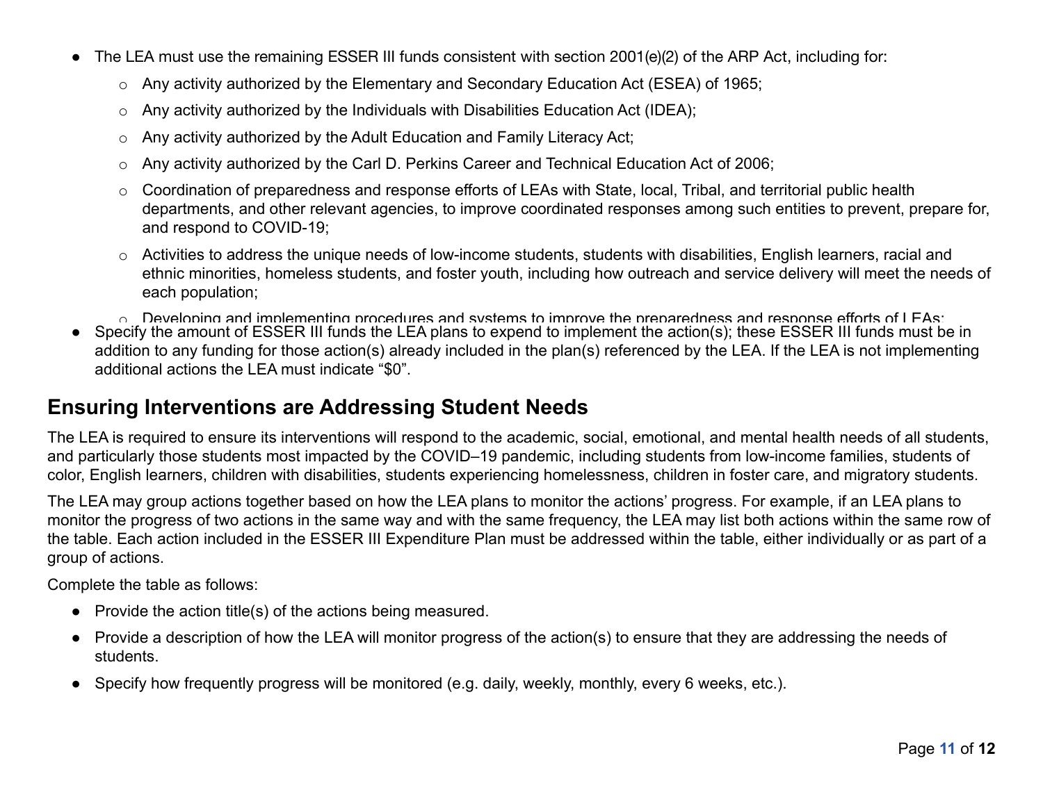- The LEA must use the remaining ESSER III funds consistent with section 2001(e)(2) of the ARP Act, including for:
  - Any activity authorized by the Elementary and Secondary Education Act (ESEA) of 1965;
  - Any activity authorized by the Individuals with Disabilities Education Act (IDEA);
  - Any activity authorized by the Adult Education and Family Literacy Act;
  - Any activity authorized by the Carl D. Perkins Career and Technical Education Act of 2006;
  - Coordination of preparedness and response efforts of LEAs with State, local, Tribal, and territorial public health departments, and other relevant agencies, to improve coordinated responses among such entities to prevent, prepare for, and respond to COVID-19;
  - Activities to address the unique needs of low-income students, students with disabilities, English learners, racial and ethnic minorities, homeless students, and foster youth, including how outreach and service delivery will meet the needs of each population;
  - Developing and implementing procedures and systems to improve the preparedness and response efforts of LEAs;
- Specify the amount of ESSER III funds the LEA plans to expend to implement the action(s); these ESSER III funds must be in addition to any funding for those action(s) already included in the plan(s) referenced by the LEA. If the LEA is not implementing additional actions the LEA must indicate "$0".

## Ensuring Interventions are Addressing Student Needs

The LEA is required to ensure its interventions will respond to the academic, social, emotional, and mental health needs of all students, and particularly those students most impacted by the COVID–19 pandemic, including students from low-income families, students of color, English learners, children with disabilities, students experiencing homelessness, children in foster care, and migratory students.

The LEA may group actions together based on how the LEA plans to monitor the actions' progress. For example, if an LEA plans to monitor the progress of two actions in the same way and with the same frequency, the LEA may list both actions within the same row of the table. Each action included in the ESSER III Expenditure Plan must be addressed within the table, either individually or as part of a group of actions.

Complete the table as follows:

- Provide the action title(s) of the actions being measured.
- Provide a description of how the LEA will monitor progress of the action(s) to ensure that they are addressing the needs of students.
- Specify how frequently progress will be monitored (e.g. daily, weekly, monthly, every 6 weeks, etc.).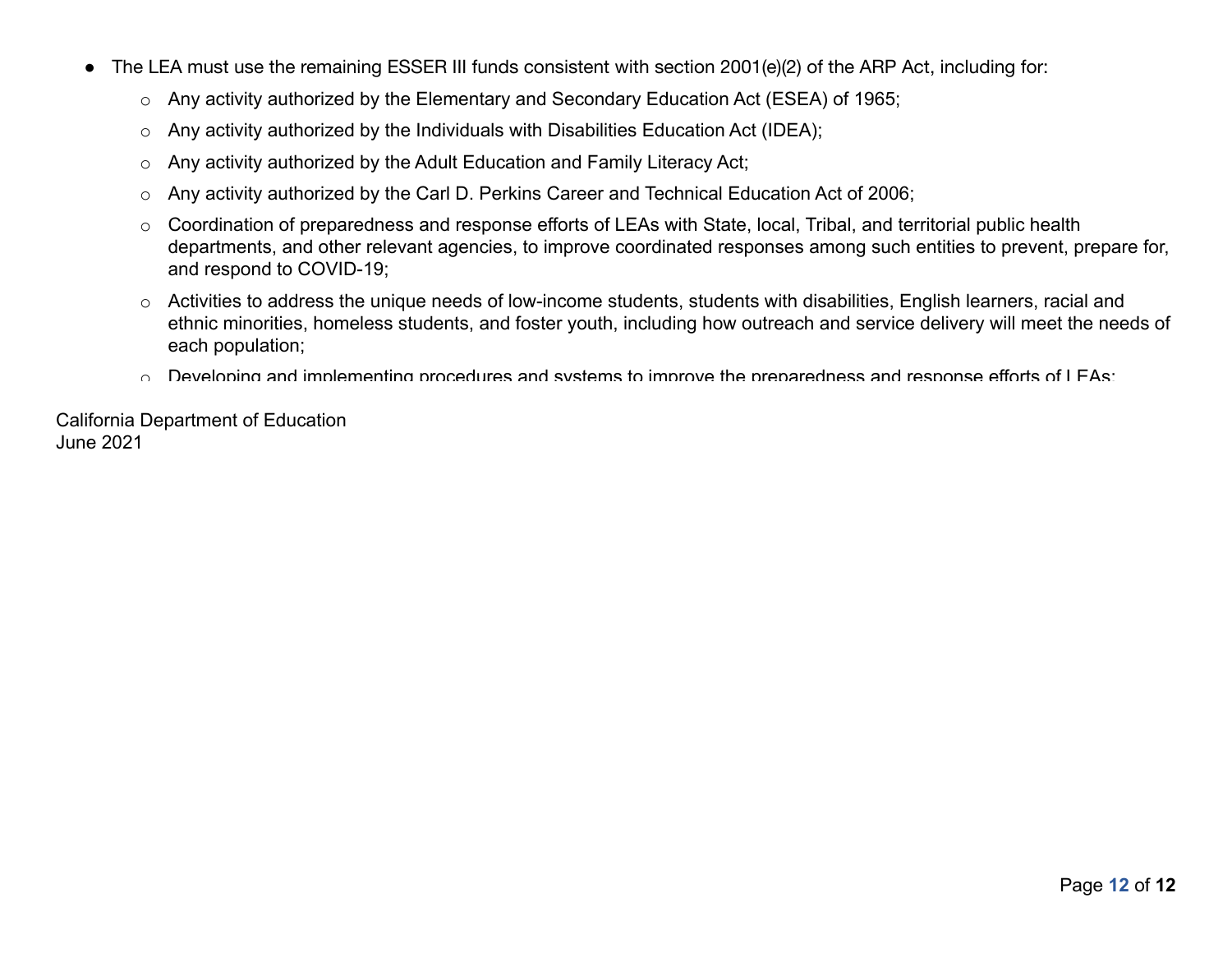- The LEA must use the remaining ESSER III funds consistent with section 2001(e)(2) of the ARP Act, including for:
  - Any activity authorized by the Elementary and Secondary Education Act (ESEA) of 1965;
  - Any activity authorized by the Individuals with Disabilities Education Act (IDEA);
  - Any activity authorized by the Adult Education and Family Literacy Act;
  - Any activity authorized by the Carl D. Perkins Career and Technical Education Act of 2006;
  - Coordination of preparedness and response efforts of LEAs with State, local, Tribal, and territorial public health departments, and other relevant agencies, to improve coordinated responses among such entities to prevent, prepare for, and respond to COVID-19;
  - Activities to address the unique needs of low-income students, students with disabilities, English learners, racial and ethnic minorities, homeless students, and foster youth, including how outreach and service delivery will meet the needs of each population;
  - Developing and implementing procedures and systems to improve the preparedness and response efforts of LEAs;

California Department of Education
June 2021